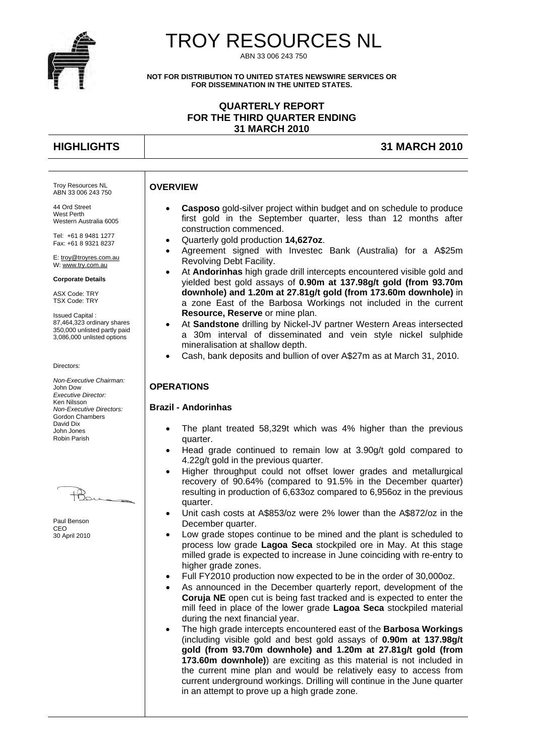# TROY RESOURCES NL

ABN 33 006 243 750

**NOT FOR DISTRIBUTION TO UNITED STATES NEWSWIRE SERVICES OR FOR DISSEMINATION IN THE UNITED STATES.**

**QUARTERLY REPORT**
**FOR THE THIRD QUARTER ENDING**
**31 MARCH 2010**

## HIGHLIGHTS — 31 MARCH 2010

Troy Resources NL
ABN 33 006 243 750

44 Ord Street
West Perth
Western Australia 6005

Tel: +61 8 9481 1277
Fax: +61 8 9321 8237

E: troy@troyres.com.au
W: www.try.com.au

**Corporate Details**

ASX Code: TRY
TSX Code: TRY

Issued Capital :
87,464,323 ordinary shares
350,000 unlisted partly paid
3,086,000 unlisted options

Directors:

*Non-Executive Chairman:*
John Dow
*Executive Director:*
Ken Nilsson
*Non-Executive Directors:*
Gordon Chambers
David Dix
John Jones
Robin Parish

Paul Benson
CEO
30 April 2010

### OVERVIEW

- **Casposo** gold-silver project within budget and on schedule to produce first gold in the September quarter, less than 12 months after construction commenced.
- Quarterly gold production **14,627oz**.
- Agreement signed with Investec Bank (Australia) for a A$25m Revolving Debt Facility.
- At **Andorinhas** high grade drill intercepts encountered visible gold and yielded best gold assays of **0.90m at 137.98g/t gold (from 93.70m downhole) and 1.20m at 27.81g/t gold (from 173.60m downhole)** in a zone East of the Barbosa Workings not included in the current **Resource, Reserve** or mine plan.
- At **Sandstone** drilling by Nickel-JV partner Western Areas intersected a 30m interval of disseminated and vein style nickel sulphide mineralisation at shallow depth.
- Cash, bank deposits and bullion of over A$27m as at March 31, 2010.

### OPERATIONS

#### Brazil - Andorinhas

- The plant treated 58,329t which was 4% higher than the previous quarter.
- Head grade continued to remain low at 3.90g/t gold compared to 4.22g/t gold in the previous quarter.
- Higher throughput could not offset lower grades and metallurgical recovery of 90.64% (compared to 91.5% in the December quarter) resulting in production of 6,633oz compared to 6,956oz in the previous quarter.
- Unit cash costs at A$853/oz were 2% lower than the A$872/oz in the December quarter.
- Low grade stopes continue to be mined and the plant is scheduled to process low grade **Lagoa Seca** stockpiled ore in May. At this stage milled grade is expected to increase in June coinciding with re-entry to higher grade zones.
- Full FY2010 production now expected to be in the order of 30,000oz.
- As announced in the December quarterly report, development of the **Coruja NE** open cut is being fast tracked and is expected to enter the mill feed in place of the lower grade **Lagoa Seca** stockpiled material during the next financial year.
- The high grade intercepts encountered east of the **Barbosa Workings** (including visible gold and best gold assays of **0.90m at 137.98g/t gold (from 93.70m downhole) and 1.20m at 27.81g/t gold (from 173.60m downhole)**) are exciting as this material is not included in the current mine plan and would be relatively easy to access from current underground workings. Drilling will continue in the June quarter in an attempt to prove up a high grade zone.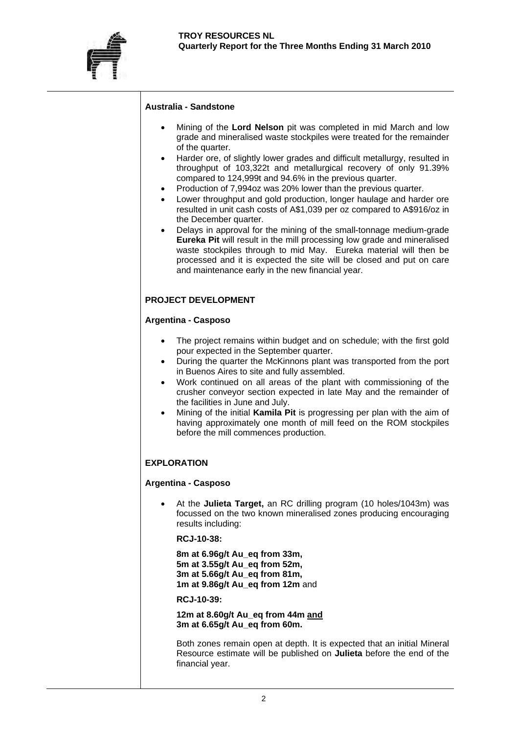### Australia - Sandstone

- Mining of the **Lord Nelson** pit was completed in mid March and low grade and mineralised waste stockpiles were treated for the remainder of the quarter.
- Harder ore, of slightly lower grades and difficult metallurgy, resulted in throughput of 103,322t and metallurgical recovery of only 91.39% compared to 124,999t and 94.6% in the previous quarter.
- Production of 7,994oz was 20% lower than the previous quarter.
- Lower throughput and gold production, longer haulage and harder ore resulted in unit cash costs of A$1,039 per oz compared to A$916/oz in the December quarter.
- Delays in approval for the mining of the small-tonnage medium-grade **Eureka Pit** will result in the mill processing low grade and mineralised waste stockpiles through to mid May. Eureka material will then be processed and it is expected the site will be closed and put on care and maintenance early in the new financial year.

## PROJECT DEVELOPMENT

### Argentina - Casposo

- The project remains within budget and on schedule; with the first gold pour expected in the September quarter.
- During the quarter the McKinnons plant was transported from the port in Buenos Aires to site and fully assembled.
- Work continued on all areas of the plant with commissioning of the crusher conveyor section expected in late May and the remainder of the facilities in June and July.
- Mining of the initial **Kamila Pit** is progressing per plan with the aim of having approximately one month of mill feed on the ROM stockpiles before the mill commences production.

## EXPLORATION

### Argentina - Casposo

- At the **Julieta Target,** an RC drilling program (10 holes/1043m) was focussed on the two known mineralised zones producing encouraging results including:

  **RCJ-10-38:**

  **8m at 6.96g/t Au_eq from 33m,**
  **5m at 3.55g/t Au_eq from 52m,**
  **3m at 5.66g/t Au_eq from 81m,**
  **1m at 9.86g/t Au_eq from 12m** and

  **RCJ-10-39:**

  **12m at 8.60g/t Au_eq from 44m and**
  **3m at 6.65g/t Au_eq from 60m.**

  Both zones remain open at depth. It is expected that an initial Mineral Resource estimate will be published on **Julieta** before the end of the financial year.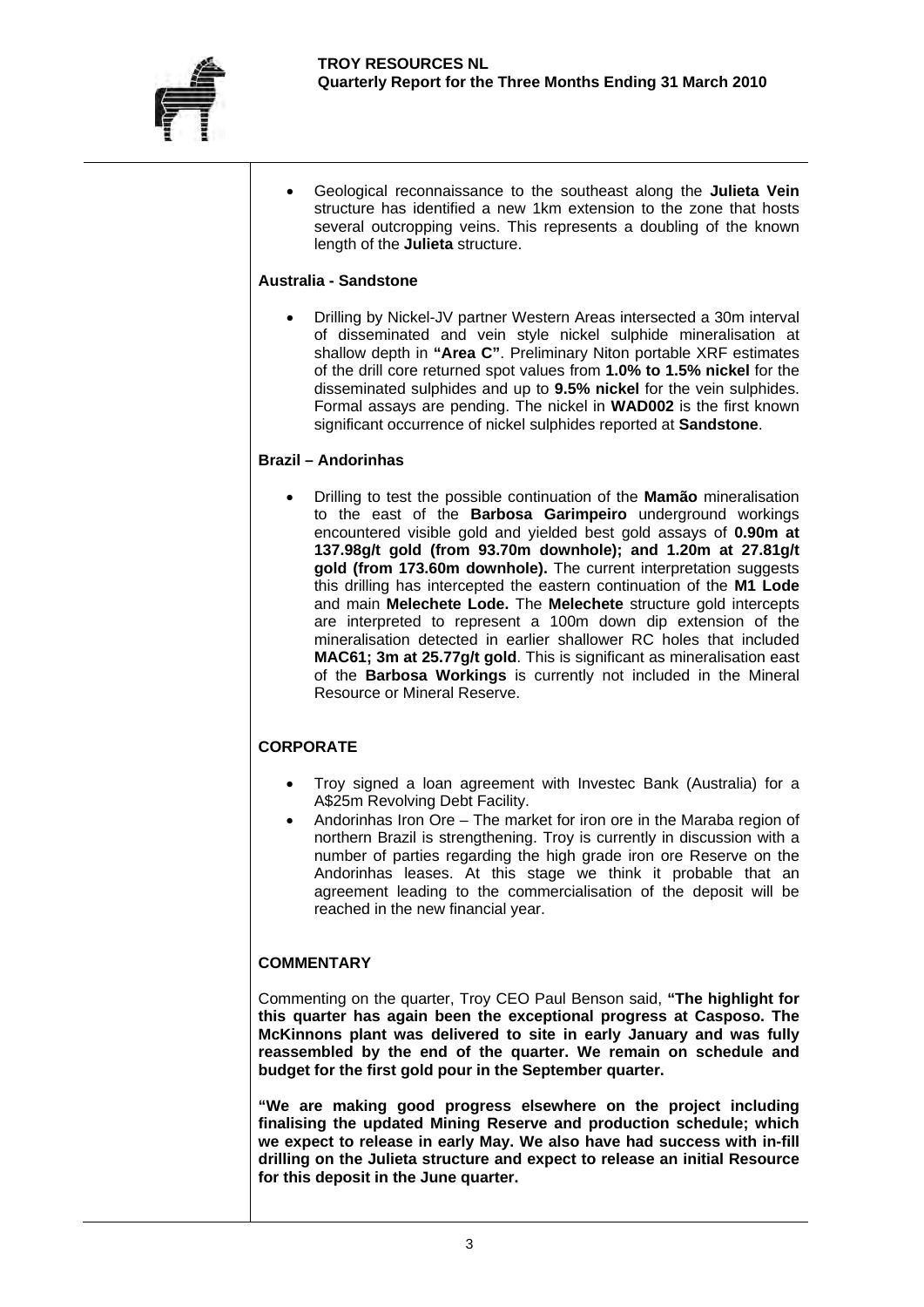- Geological reconnaissance to the southeast along the **Julieta Vein** structure has identified a new 1km extension to the zone that hosts several outcropping veins. This represents a doubling of the known length of the **Julieta** structure.

**Australia - Sandstone**

- Drilling by Nickel-JV partner Western Areas intersected a 30m interval of disseminated and vein style nickel sulphide mineralisation at shallow depth in **"Area C"**. Preliminary Niton portable XRF estimates of the drill core returned spot values from **1.0% to 1.5% nickel** for the disseminated sulphides and up to **9.5% nickel** for the vein sulphides. Formal assays are pending. The nickel in **WAD002** is the first known significant occurrence of nickel sulphides reported at **Sandstone**.

**Brazil – Andorinhas**

- Drilling to test the possible continuation of the **Mamão** mineralisation to the east of the **Barbosa Garimpeiro** underground workings encountered visible gold and yielded best gold assays of **0.90m at 137.98g/t gold (from 93.70m downhole); and 1.20m at 27.81g/t gold (from 173.60m downhole).** The current interpretation suggests this drilling has intercepted the eastern continuation of the **M1 Lode** and main **Melechete Lode.** The **Melechete** structure gold intercepts are interpreted to represent a 100m down dip extension of the mineralisation detected in earlier shallower RC holes that included **MAC61; 3m at 25.77g/t gold**. This is significant as mineralisation east of the **Barbosa Workings** is currently not included in the Mineral Resource or Mineral Reserve.

## CORPORATE

- Troy signed a loan agreement with Investec Bank (Australia) for a A$25m Revolving Debt Facility.
- Andorinhas Iron Ore – The market for iron ore in the Maraba region of northern Brazil is strengthening. Troy is currently in discussion with a number of parties regarding the high grade iron ore Reserve on the Andorinhas leases. At this stage we think it probable that an agreement leading to the commercialisation of the deposit will be reached in the new financial year.

## COMMENTARY

Commenting on the quarter, Troy CEO Paul Benson said, **"The highlight for this quarter has again been the exceptional progress at Casposo. The McKinnons plant was delivered to site in early January and was fully reassembled by the end of the quarter. We remain on schedule and budget for the first gold pour in the September quarter.**

**"We are making good progress elsewhere on the project including finalising the updated Mining Reserve and production schedule; which we expect to release in early May. We also have had success with in-fill drilling on the Julieta structure and expect to release an initial Resource for this deposit in the June quarter.**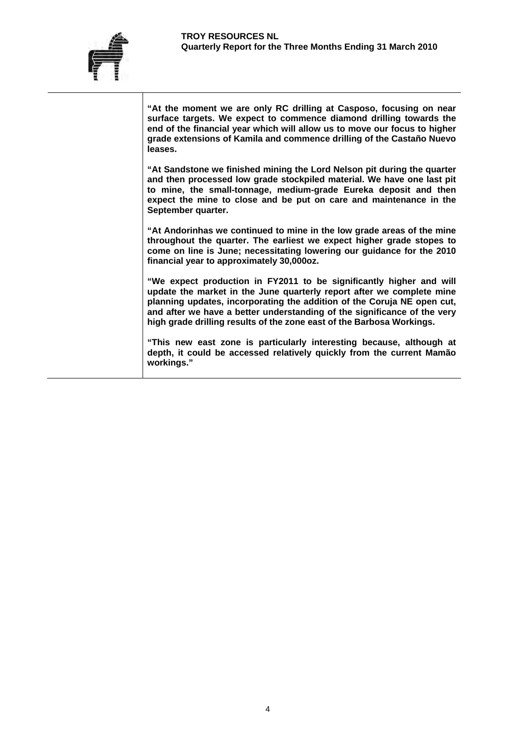**"At the moment we are only RC drilling at Casposo, focusing on near surface targets. We expect to commence diamond drilling towards the end of the financial year which will allow us to move our focus to higher grade extensions of Kamila and commence drilling of the Castaño Nuevo leases.**

**"At Sandstone we finished mining the Lord Nelson pit during the quarter and then processed low grade stockpiled material. We have one last pit to mine, the small-tonnage, medium-grade Eureka deposit and then expect the mine to close and be put on care and maintenance in the September quarter.**

**"At Andorinhas we continued to mine in the low grade areas of the mine throughout the quarter. The earliest we expect higher grade stopes to come on line is June; necessitating lowering our guidance for the 2010 financial year to approximately 30,000oz.**

**"We expect production in FY2011 to be significantly higher and will update the market in the June quarterly report after we complete mine planning updates, incorporating the addition of the Coruja NE open cut, and after we have a better understanding of the significance of the very high grade drilling results of the zone east of the Barbosa Workings.**

**"This new east zone is particularly interesting because, although at depth, it could be accessed relatively quickly from the current Mamão workings."**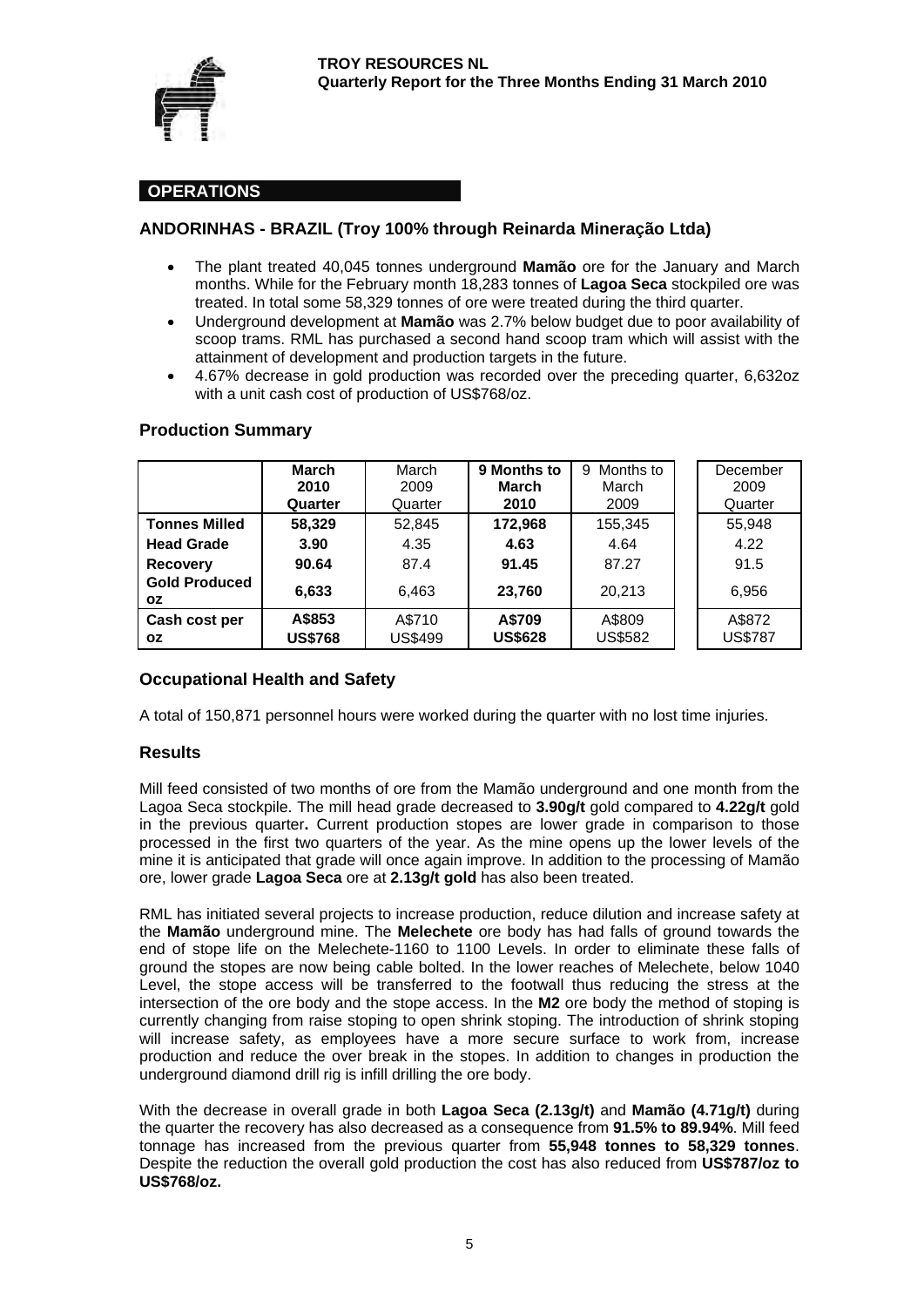**TROY RESOURCES NL**
**Quarterly Report for the Three Months Ending 31 March 2010**

## OPERATIONS

### ANDORINHAS - BRAZIL (Troy 100% through Reinarda Mineração Ltda)

- The plant treated 40,045 tonnes underground **Mamão** ore for the January and March months. While for the February month 18,283 tonnes of **Lagoa Seca** stockpiled ore was treated. In total some 58,329 tonnes of ore were treated during the third quarter.
- Underground development at **Mamão** was 2.7% below budget due to poor availability of scoop trams. RML has purchased a second hand scoop tram which will assist with the attainment of development and production targets in the future.
- 4.67% decrease in gold production was recorded over the preceding quarter, 6,632oz with a unit cash cost of production of US$768/oz.

### Production Summary

| | **March 2010 Quarter** | March 2009 Quarter | **9 Months to March 2010** | 9 Months to March 2009 | December 2009 Quarter |
|---|---|---|---|---|---|
| **Tonnes Milled** | **58,329** | 52,845 | **172,968** | 155,345 | 55,948 |
| **Head Grade** | **3.90** | 4.35 | **4.63** | 4.64 | 4.22 |
| **Recovery** | **90.64** | 87.4 | **91.45** | 87.27 | 91.5 |
| **Gold Produced oz** | **6,633** | 6,463 | **23,760** | 20,213 | 6,956 |
| **Cash cost per oz** | **A$853** **US$768** | A$710 US$499 | **A$709** **US$628** | A$809 US$582 | A$872 US$787 |

### Occupational Health and Safety

A total of 150,871 personnel hours were worked during the quarter with no lost time injuries.

### Results

Mill feed consisted of two months of ore from the Mamão underground and one month from the Lagoa Seca stockpile. The mill head grade decreased to **3.90g/t** gold compared to **4.22g/t** gold in the previous quarter**.** Current production stopes are lower grade in comparison to those processed in the first two quarters of the year. As the mine opens up the lower levels of the mine it is anticipated that grade will once again improve. In addition to the processing of Mamão ore, lower grade **Lagoa Seca** ore at **2.13g/t gold** has also been treated.

RML has initiated several projects to increase production, reduce dilution and increase safety at the **Mamão** underground mine. The **Melechete** ore body has had falls of ground towards the end of stope life on the Melechete-1160 to 1100 Levels. In order to eliminate these falls of ground the stopes are now being cable bolted. In the lower reaches of Melechete, below 1040 Level, the stope access will be transferred to the footwall thus reducing the stress at the intersection of the ore body and the stope access. In the **M2** ore body the method of stoping is currently changing from raise stoping to open shrink stoping. The introduction of shrink stoping will increase safety, as employees have a more secure surface to work from, increase production and reduce the over break in the stopes. In addition to changes in production the underground diamond drill rig is infill drilling the ore body.

With the decrease in overall grade in both **Lagoa Seca (2.13g/t)** and **Mamão (4.71g/t)** during the quarter the recovery has also decreased as a consequence from **91.5% to 89.94%**. Mill feed tonnage has increased from the previous quarter from **55,948 tonnes to 58,329 tonnes**. Despite the reduction the overall gold production the cost has also reduced from **US$787/oz to US$768/oz.**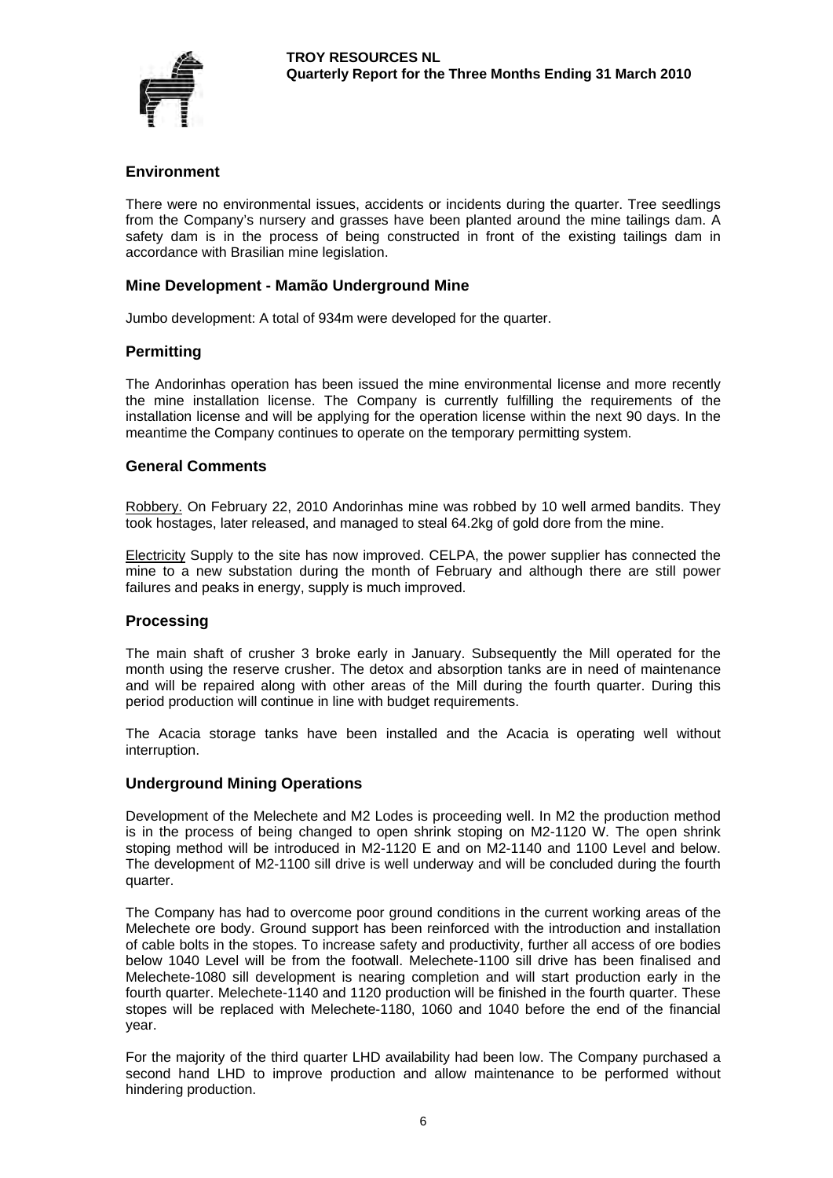## Environment

There were no environmental issues, accidents or incidents during the quarter. Tree seedlings from the Company's nursery and grasses have been planted around the mine tailings dam. A safety dam is in the process of being constructed in front of the existing tailings dam in accordance with Brasilian mine legislation.

## Mine Development - Mamão Underground Mine

Jumbo development: A total of 934m were developed for the quarter.

## Permitting

The Andorinhas operation has been issued the mine environmental license and more recently the mine installation license. The Company is currently fulfilling the requirements of the installation license and will be applying for the operation license within the next 90 days. In the meantime the Company continues to operate on the temporary permitting system.

## General Comments

Robbery. On February 22, 2010 Andorinhas mine was robbed by 10 well armed bandits. They took hostages, later released, and managed to steal 64.2kg of gold dore from the mine.

Electricity Supply to the site has now improved. CELPA, the power supplier has connected the mine to a new substation during the month of February and although there are still power failures and peaks in energy, supply is much improved.

## Processing

The main shaft of crusher 3 broke early in January. Subsequently the Mill operated for the month using the reserve crusher. The detox and absorption tanks are in need of maintenance and will be repaired along with other areas of the Mill during the fourth quarter. During this period production will continue in line with budget requirements.

The Acacia storage tanks have been installed and the Acacia is operating well without interruption.

## Underground Mining Operations

Development of the Melechete and M2 Lodes is proceeding well. In M2 the production method is in the process of being changed to open shrink stoping on M2-1120 W. The open shrink stoping method will be introduced in M2-1120 E and on M2-1140 and 1100 Level and below. The development of M2-1100 sill drive is well underway and will be concluded during the fourth quarter.

The Company has had to overcome poor ground conditions in the current working areas of the Melechete ore body. Ground support has been reinforced with the introduction and installation of cable bolts in the stopes. To increase safety and productivity, further all access of ore bodies below 1040 Level will be from the footwall. Melechete-1100 sill drive has been finalised and Melechete-1080 sill development is nearing completion and will start production early in the fourth quarter. Melechete-1140 and 1120 production will be finished in the fourth quarter. These stopes will be replaced with Melechete-1180, 1060 and 1040 before the end of the financial year.

For the majority of the third quarter LHD availability had been low. The Company purchased a second hand LHD to improve production and allow maintenance to be performed without hindering production.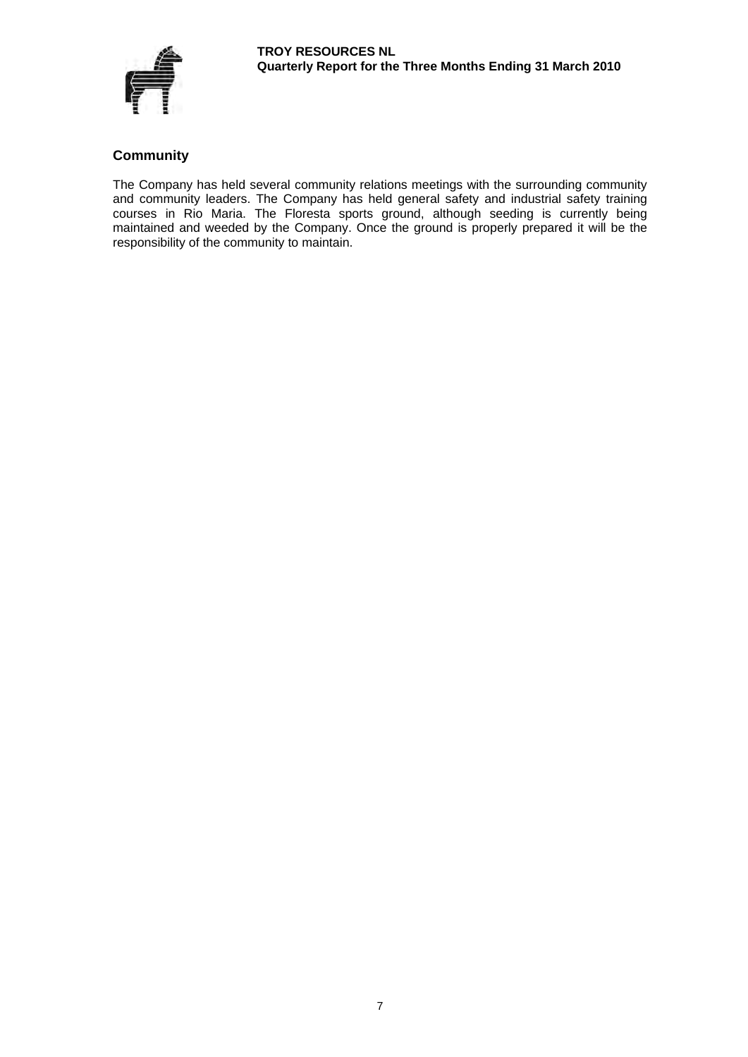## Community

The Company has held several community relations meetings with the surrounding community and community leaders. The Company has held general safety and industrial safety training courses in Rio Maria. The Floresta sports ground, although seeding is currently being maintained and weeded by the Company. Once the ground is properly prepared it will be the responsibility of the community to maintain.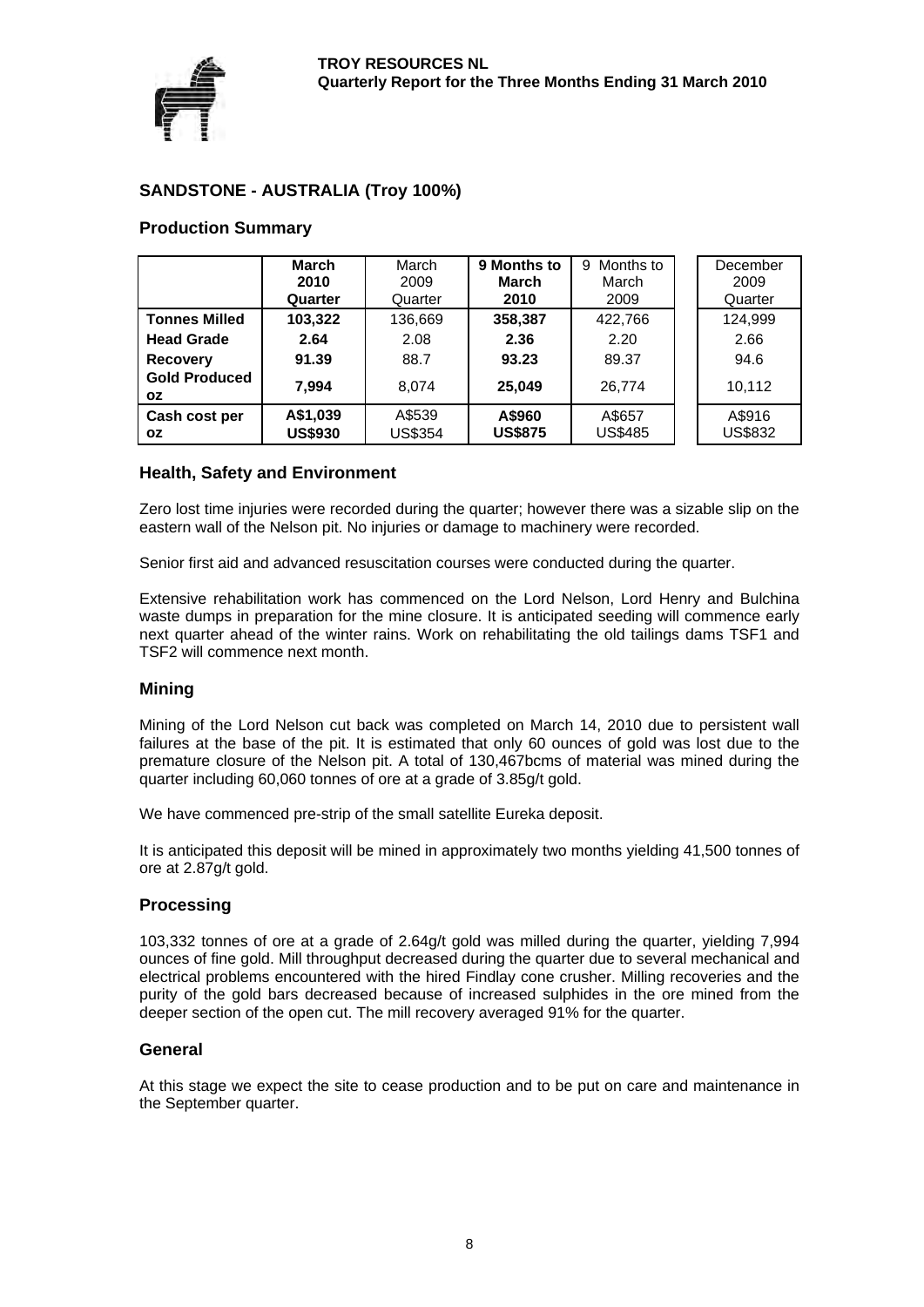## SANDSTONE - AUSTRALIA (Troy 100%)

### Production Summary

| | **March 2010 Quarter** | March 2009 Quarter | **9 Months to March 2010** | 9 Months to March 2009 | December 2009 Quarter |
|---|---|---|---|---|---|
| **Tonnes Milled** | **103,322** | 136,669 | **358,387** | 422,766 | 124,999 |
| **Head Grade** | **2.64** | 2.08 | **2.36** | 2.20 | 2.66 |
| **Recovery** | **91.39** | 88.7 | **93.23** | 89.37 | 94.6 |
| **Gold Produced oz** | **7,994** | 8,074 | **25,049** | 26,774 | 10,112 |
| **Cash cost per oz** | **A$1,039 US$930** | A$539 US$354 | **A$960 US$875** | A$657 US$485 | A$916 US$832 |

### Health, Safety and Environment

Zero lost time injuries were recorded during the quarter; however there was a sizable slip on the eastern wall of the Nelson pit. No injuries or damage to machinery were recorded.

Senior first aid and advanced resuscitation courses were conducted during the quarter.

Extensive rehabilitation work has commenced on the Lord Nelson, Lord Henry and Bulchina waste dumps in preparation for the mine closure. It is anticipated seeding will commence early next quarter ahead of the winter rains. Work on rehabilitating the old tailings dams TSF1 and TSF2 will commence next month.

### Mining

Mining of the Lord Nelson cut back was completed on March 14, 2010 due to persistent wall failures at the base of the pit. It is estimated that only 60 ounces of gold was lost due to the premature closure of the Nelson pit. A total of 130,467bcms of material was mined during the quarter including 60,060 tonnes of ore at a grade of 3.85g/t gold.

We have commenced pre-strip of the small satellite Eureka deposit.

It is anticipated this deposit will be mined in approximately two months yielding 41,500 tonnes of ore at 2.87g/t gold.

### Processing

103,332 tonnes of ore at a grade of 2.64g/t gold was milled during the quarter, yielding 7,994 ounces of fine gold. Mill throughput decreased during the quarter due to several mechanical and electrical problems encountered with the hired Findlay cone crusher. Milling recoveries and the purity of the gold bars decreased because of increased sulphides in the ore mined from the deeper section of the open cut. The mill recovery averaged 91% for the quarter.

### General

At this stage we expect the site to cease production and to be put on care and maintenance in the September quarter.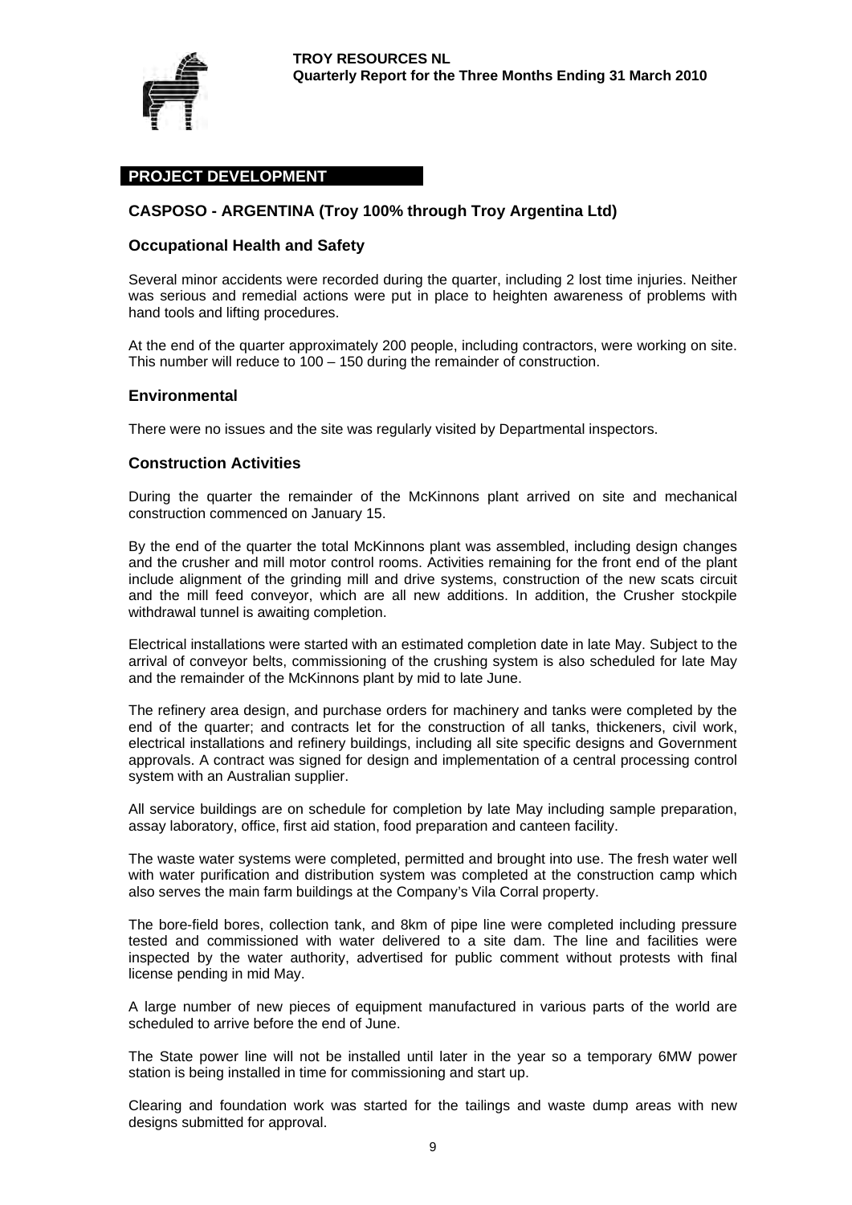## PROJECT DEVELOPMENT

### CASPOSO - ARGENTINA (Troy 100% through Troy Argentina Ltd)

#### Occupational Health and Safety

Several minor accidents were recorded during the quarter, including 2 lost time injuries. Neither was serious and remedial actions were put in place to heighten awareness of problems with hand tools and lifting procedures.

At the end of the quarter approximately 200 people, including contractors, were working on site. This number will reduce to 100 – 150 during the remainder of construction.

#### Environmental

There were no issues and the site was regularly visited by Departmental inspectors.

#### Construction Activities

During the quarter the remainder of the McKinnons plant arrived on site and mechanical construction commenced on January 15.

By the end of the quarter the total McKinnons plant was assembled, including design changes and the crusher and mill motor control rooms. Activities remaining for the front end of the plant include alignment of the grinding mill and drive systems, construction of the new scats circuit and the mill feed conveyor, which are all new additions. In addition, the Crusher stockpile withdrawal tunnel is awaiting completion.

Electrical installations were started with an estimated completion date in late May. Subject to the arrival of conveyor belts, commissioning of the crushing system is also scheduled for late May and the remainder of the McKinnons plant by mid to late June.

The refinery area design, and purchase orders for machinery and tanks were completed by the end of the quarter; and contracts let for the construction of all tanks, thickeners, civil work, electrical installations and refinery buildings, including all site specific designs and Government approvals. A contract was signed for design and implementation of a central processing control system with an Australian supplier.

All service buildings are on schedule for completion by late May including sample preparation, assay laboratory, office, first aid station, food preparation and canteen facility.

The waste water systems were completed, permitted and brought into use. The fresh water well with water purification and distribution system was completed at the construction camp which also serves the main farm buildings at the Company's Vila Corral property.

The bore-field bores, collection tank, and 8km of pipe line were completed including pressure tested and commissioned with water delivered to a site dam. The line and facilities were inspected by the water authority, advertised for public comment without protests with final license pending in mid May.

A large number of new pieces of equipment manufactured in various parts of the world are scheduled to arrive before the end of June.

The State power line will not be installed until later in the year so a temporary 6MW power station is being installed in time for commissioning and start up.

Clearing and foundation work was started for the tailings and waste dump areas with new designs submitted for approval.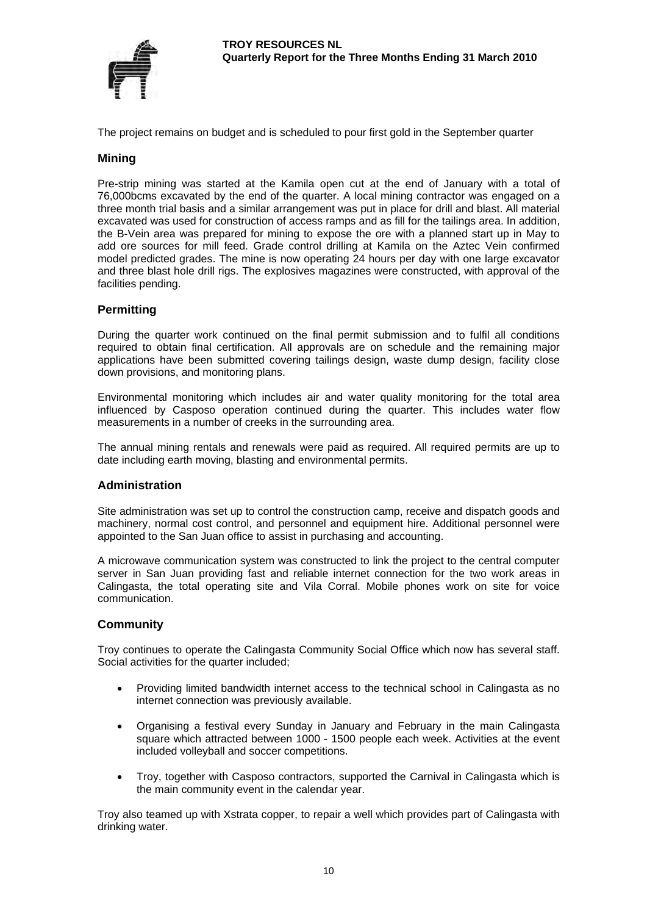The project remains on budget and is scheduled to pour first gold in the September quarter

## Mining

Pre-strip mining was started at the Kamila open cut at the end of January with a total of 76,000bcms excavated by the end of the quarter. A local mining contractor was engaged on a three month trial basis and a similar arrangement was put in place for drill and blast. All material excavated was used for construction of access ramps and as fill for the tailings area. In addition, the B-Vein area was prepared for mining to expose the ore with a planned start up in May to add ore sources for mill feed. Grade control drilling at Kamila on the Aztec Vein confirmed model predicted grades. The mine is now operating 24 hours per day with one large excavator and three blast hole drill rigs. The explosives magazines were constructed, with approval of the facilities pending.

## Permitting

During the quarter work continued on the final permit submission and to fulfil all conditions required to obtain final certification. All approvals are on schedule and the remaining major applications have been submitted covering tailings design, waste dump design, facility close down provisions, and monitoring plans.

Environmental monitoring which includes air and water quality monitoring for the total area influenced by Casposo operation continued during the quarter. This includes water flow measurements in a number of creeks in the surrounding area.

The annual mining rentals and renewals were paid as required. All required permits are up to date including earth moving, blasting and environmental permits.

## Administration

Site administration was set up to control the construction camp, receive and dispatch goods and machinery, normal cost control, and personnel and equipment hire. Additional personnel were appointed to the San Juan office to assist in purchasing and accounting.

A microwave communication system was constructed to link the project to the central computer server in San Juan providing fast and reliable internet connection for the two work areas in Calingasta, the total operating site and Vila Corral. Mobile phones work on site for voice communication.

## Community

Troy continues to operate the Calingasta Community Social Office which now has several staff. Social activities for the quarter included;

- Providing limited bandwidth internet access to the technical school in Calingasta as no internet connection was previously available.
- Organising a festival every Sunday in January and February in the main Calingasta square which attracted between 1000 - 1500 people each week. Activities at the event included volleyball and soccer competitions.
- Troy, together with Casposo contractors, supported the Carnival in Calingasta which is the main community event in the calendar year.

Troy also teamed up with Xstrata copper, to repair a well which provides part of Calingasta with drinking water.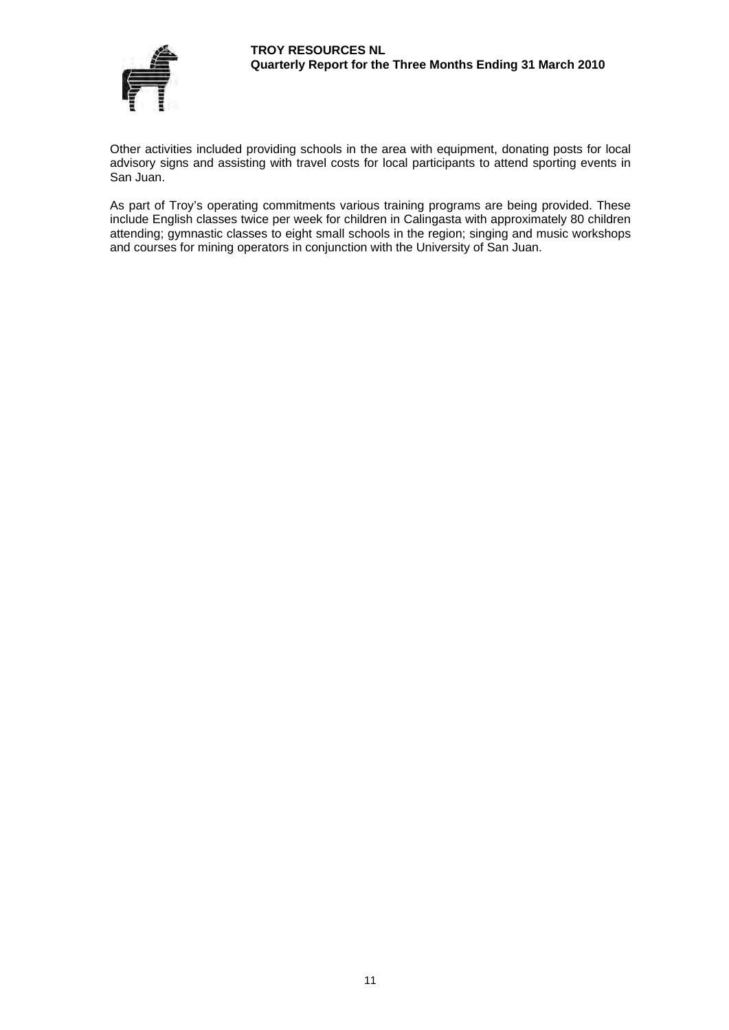Other activities included providing schools in the area with equipment, donating posts for local advisory signs and assisting with travel costs for local participants to attend sporting events in San Juan.

As part of Troy's operating commitments various training programs are being provided. These include English classes twice per week for children in Calingasta with approximately 80 children attending; gymnastic classes to eight small schools in the region; singing and music workshops and courses for mining operators in conjunction with the University of San Juan.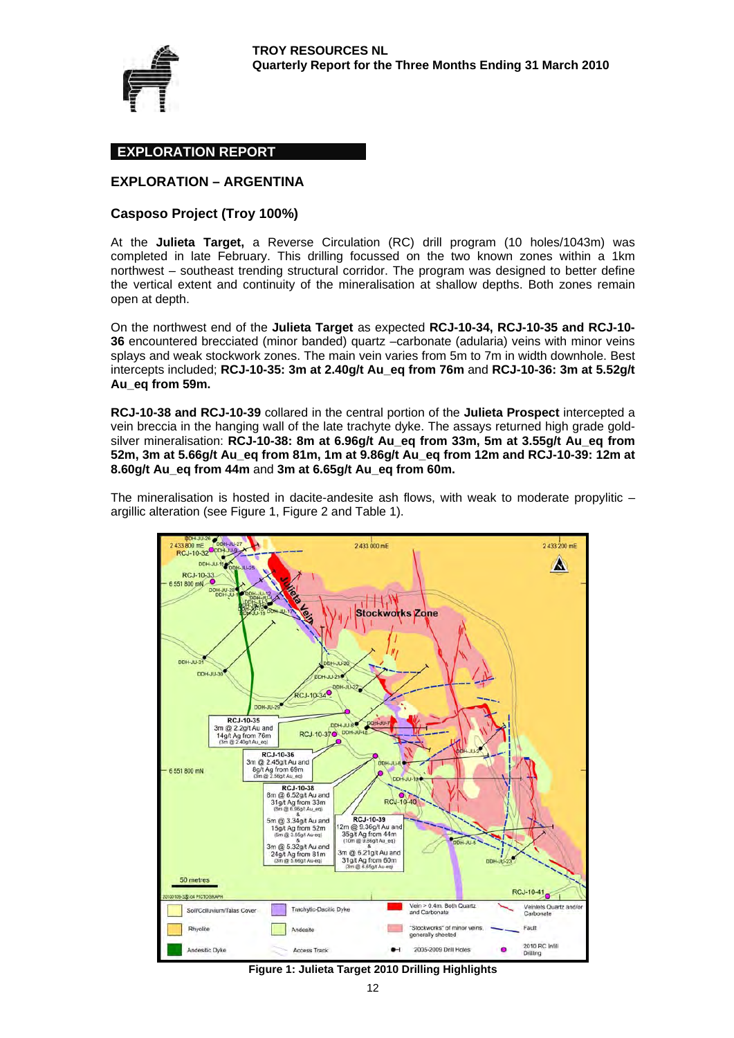## EXPLORATION REPORT

## EXPLORATION – ARGENTINA

### Casposo Project (Troy 100%)

At the **Julieta Target,** a Reverse Circulation (RC) drill program (10 holes/1043m) was completed in late February. This drilling focussed on the two known zones within a 1km northwest – southeast trending structural corridor. The program was designed to better define the vertical extent and continuity of the mineralisation at shallow depths. Both zones remain open at depth.

On the northwest end of the **Julieta Target** as expected **RCJ-10-34, RCJ-10-35 and RCJ-10-36** encountered brecciated (minor banded) quartz –carbonate (adularia) veins with minor veins splays and weak stockwork zones. The main vein varies from 5m to 7m in width downhole. Best intercepts included; **RCJ-10-35: 3m at 2.40g/t Au_eq from 76m** and **RCJ-10-36: 3m at 5.52g/t Au_eq from 59m.**

**RCJ-10-38 and RCJ-10-39** collared in the central portion of the **Julieta Prospect** intercepted a vein breccia in the hanging wall of the late trachyte dyke. The assays returned high grade gold-silver mineralisation: **RCJ-10-38: 8m @ 6.96g/t Au_eq from 33m, 5m at 3.55g/t Au_eq from 52m, 3m at 5.66g/t Au_eq from 81m, 1m at 9.86g/t Au_eq from 12m and RCJ-10-39: 12m at 8.60g/t Au_eq from 44m** and **3m at 6.65g/t Au_eq from 60m.**

The mineralisation is hosted in dacite-andesite ash flows, with weak to moderate propylitic – argillic alteration (see Figure 1, Figure 2 and Table 1).

**Figure 1: Julieta Target 2010 Drilling Highlights**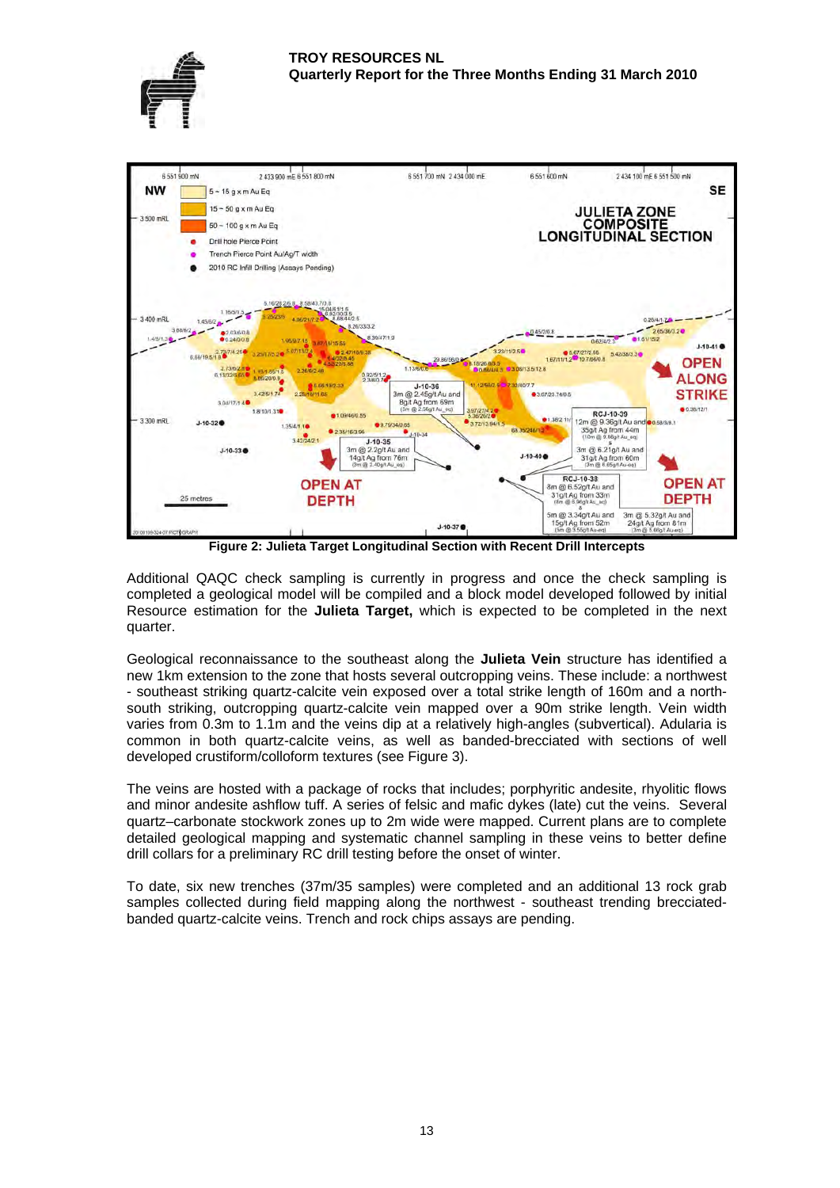Figure 2: Julieta Target Longitudinal Section with Recent Drill Intercepts

Additional QAQC check sampling is currently in progress and once the check sampling is completed a geological model will be compiled and a block model developed followed by initial Resource estimation for the **Julieta Target,** which is expected to be completed in the next quarter.

Geological reconnaissance to the southeast along the **Julieta Vein** structure has identified a new 1km extension to the zone that hosts several outcropping veins. These include: a northwest - southeast striking quartz-calcite vein exposed over a total strike length of 160m and a north-south striking, outcropping quartz-calcite vein mapped over a 90m strike length. Vein width varies from 0.3m to 1.1m and the veins dip at a relatively high-angles (subvertical). Adularia is common in both quartz-calcite veins, as well as banded-brecciated with sections of well developed crustiform/colloform textures (see Figure 3).

The veins are hosted with a package of rocks that includes; porphyritic andesite, rhyolitic flows and minor andesite ashflow tuff. A series of felsic and mafic dykes (late) cut the veins. Several quartz–carbonate stockwork zones up to 2m wide were mapped. Current plans are to complete detailed geological mapping and systematic channel sampling in these veins to better define drill collars for a preliminary RC drill testing before the onset of winter.

To date, six new trenches (37m/35 samples) were completed and an additional 13 rock grab samples collected during field mapping along the northwest - southeast trending brecciated-banded quartz-calcite veins. Trench and rock chips assays are pending.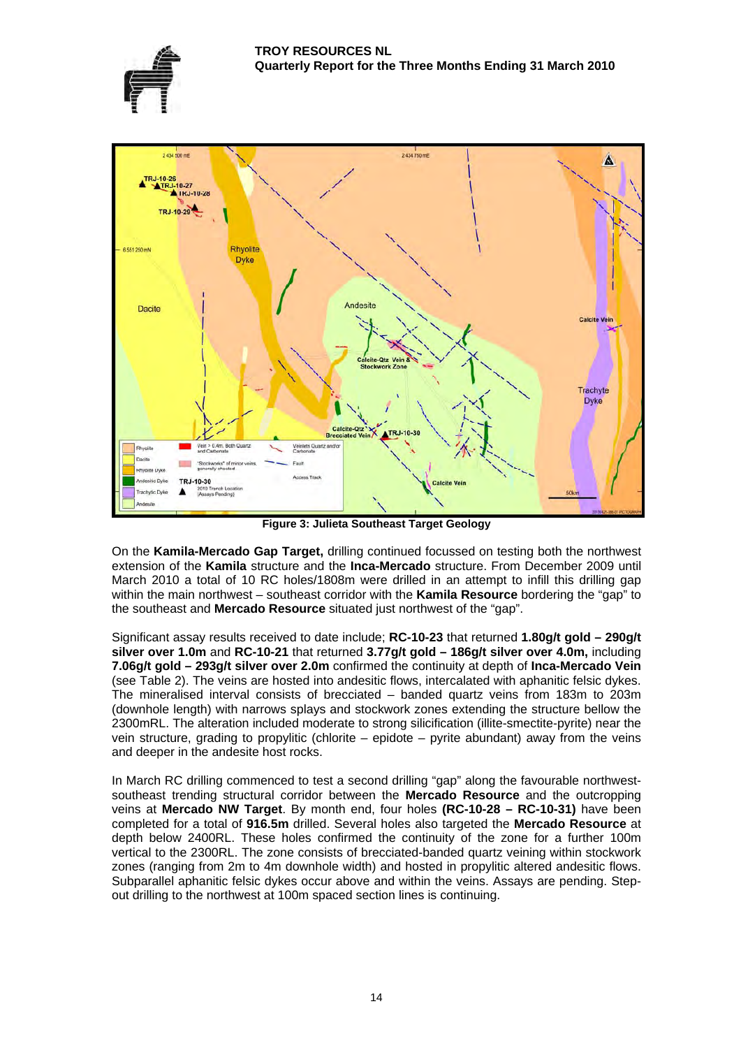Figure 3: Julieta Southeast Target Geology

On the **Kamila-Mercado Gap Target,** drilling continued focussed on testing both the northwest extension of the **Kamila** structure and the **Inca-Mercado** structure. From December 2009 until March 2010 a total of 10 RC holes/1808m were drilled in an attempt to infill this drilling gap within the main northwest – southeast corridor with the **Kamila Resource** bordering the "gap" to the southeast and **Mercado Resource** situated just northwest of the "gap".

Significant assay results received to date include; **RC-10-23** that returned **1.80g/t gold – 290g/t silver over 1.0m** and **RC-10-21** that returned **3.77g/t gold – 186g/t silver over 4.0m,** including **7.06g/t gold – 293g/t silver over 2.0m** confirmed the continuity at depth of **Inca-Mercado Vein** (see Table 2). The veins are hosted into andesitic flows, intercalated with aphanitic felsic dykes. The mineralised interval consists of brecciated – banded quartz veins from 183m to 203m (downhole length) with narrows splays and stockwork zones extending the structure bellow the 2300mRL. The alteration included moderate to strong silicification (illite-smectite-pyrite) near the vein structure, grading to propylitic (chlorite – epidote – pyrite abundant) away from the veins and deeper in the andesite host rocks.

In March RC drilling commenced to test a second drilling "gap" along the favourable northwest-southeast trending structural corridor between the **Mercado Resource** and the outcropping veins at **Mercado NW Target**. By month end, four holes **(RC-10-28 – RC-10-31)** have been completed for a total of **916.5m** drilled. Several holes also targeted the **Mercado Resource** at depth below 2400RL. These holes confirmed the continuity of the zone for a further 100m vertical to the 2300RL. The zone consists of brecciated-banded quartz veining within stockwork zones (ranging from 2m to 4m downhole width) and hosted in propylitic altered andesitic flows. Subparallel aphanitic felsic dykes occur above and within the veins. Assays are pending. Step-out drilling to the northwest at 100m spaced section lines is continuing.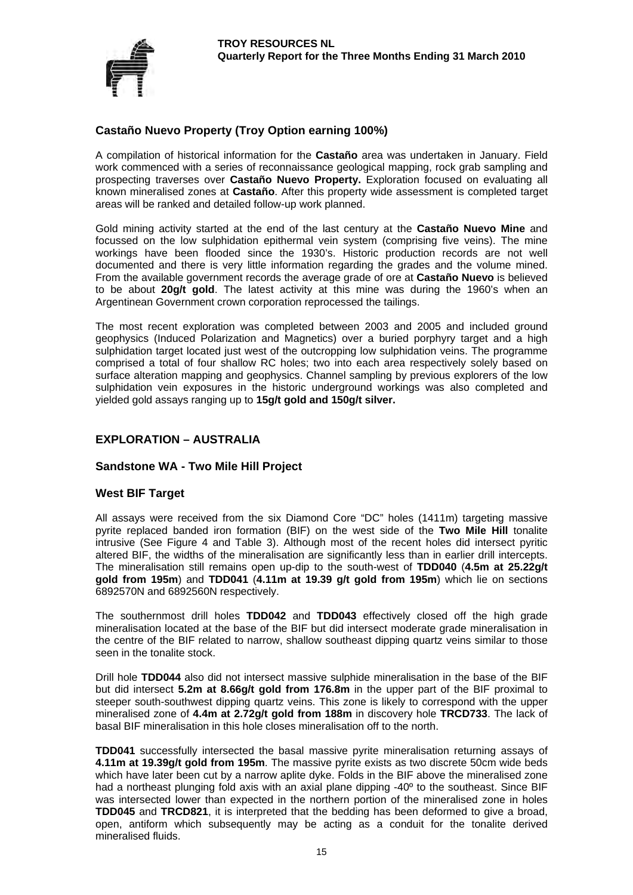### Castaño Nuevo Property (Troy Option earning 100%)

A compilation of historical information for the **Castaño** area was undertaken in January. Field work commenced with a series of reconnaissance geological mapping, rock grab sampling and prospecting traverses over **Castaño Nuevo Property.** Exploration focused on evaluating all known mineralised zones at **Castaño**. After this property wide assessment is completed target areas will be ranked and detailed follow-up work planned.

Gold mining activity started at the end of the last century at the **Castaño Nuevo Mine** and focussed on the low sulphidation epithermal vein system (comprising five veins). The mine workings have been flooded since the 1930's. Historic production records are not well documented and there is very little information regarding the grades and the volume mined. From the available government records the average grade of ore at **Castaño Nuevo** is believed to be about **20g/t gold**. The latest activity at this mine was during the 1960's when an Argentinean Government crown corporation reprocessed the tailings.

The most recent exploration was completed between 2003 and 2005 and included ground geophysics (Induced Polarization and Magnetics) over a buried porphyry target and a high sulphidation target located just west of the outcropping low sulphidation veins. The programme comprised a total of four shallow RC holes; two into each area respectively solely based on surface alteration mapping and geophysics. Channel sampling by previous explorers of the low sulphidation vein exposures in the historic underground workings was also completed and yielded gold assays ranging up to **15g/t gold and 150g/t silver.**

## EXPLORATION – AUSTRALIA

### Sandstone WA - Two Mile Hill Project

### West BIF Target

All assays were received from the six Diamond Core "DC" holes (1411m) targeting massive pyrite replaced banded iron formation (BIF) on the west side of the **Two Mile Hill** tonalite intrusive (See Figure 4 and Table 3). Although most of the recent holes did intersect pyritic altered BIF, the widths of the mineralisation are significantly less than in earlier drill intercepts. The mineralisation still remains open up-dip to the south-west of **TDD040** (**4.5m at 25.22g/t gold from 195m**) and **TDD041** (**4.11m at 19.39 g/t gold from 195m**) which lie on sections 6892570N and 6892560N respectively.

The southernmost drill holes **TDD042** and **TDD043** effectively closed off the high grade mineralisation located at the base of the BIF but did intersect moderate grade mineralisation in the centre of the BIF related to narrow, shallow southeast dipping quartz veins similar to those seen in the tonalite stock.

Drill hole **TDD044** also did not intersect massive sulphide mineralisation in the base of the BIF but did intersect **5.2m at 8.66g/t gold from 176.8m** in the upper part of the BIF proximal to steeper south-southwest dipping quartz veins. This zone is likely to correspond with the upper mineralised zone of **4.4m at 2.72g/t gold from 188m** in discovery hole **TRCD733**. The lack of basal BIF mineralisation in this hole closes mineralisation off to the north.

**TDD041** successfully intersected the basal massive pyrite mineralisation returning assays of **4.11m at 19.39g/t gold from 195m**. The massive pyrite exists as two discrete 50cm wide beds which have later been cut by a narrow aplite dyke. Folds in the BIF above the mineralised zone had a northeast plunging fold axis with an axial plane dipping -40º to the southeast. Since BIF was intersected lower than expected in the northern portion of the mineralised zone in holes **TDD045** and **TRCD821**, it is interpreted that the bedding has been deformed to give a broad, open, antiform which subsequently may be acting as a conduit for the tonalite derived mineralised fluids.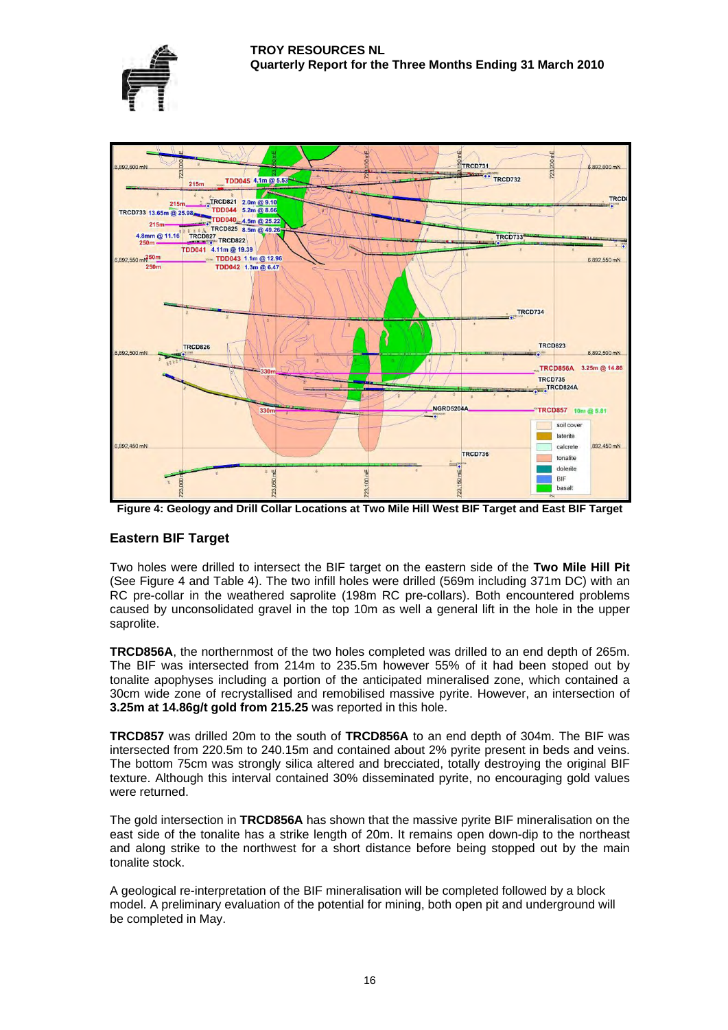**Figure 4: Geology and Drill Collar Locations at Two Mile Hill West BIF Target and East BIF Target**

## Eastern BIF Target

Two holes were drilled to intersect the BIF target on the eastern side of the **Two Mile Hill Pit** (See Figure 4 and Table 4). The two infill holes were drilled (569m including 371m DC) with an RC pre-collar in the weathered saprolite (198m RC pre-collars). Both encountered problems caused by unconsolidated gravel in the top 10m as well a general lift in the hole in the upper saprolite.

**TRCD856A**, the northernmost of the two holes completed was drilled to an end depth of 265m. The BIF was intersected from 214m to 235.5m however 55% of it had been stoped out by tonalite apophyses including a portion of the anticipated mineralised zone, which contained a 30cm wide zone of recrystallised and remobilised massive pyrite. However, an intersection of **3.25m at 14.86g/t gold from 215.25** was reported in this hole.

**TRCD857** was drilled 20m to the south of **TRCD856A** to an end depth of 304m. The BIF was intersected from 220.5m to 240.15m and contained about 2% pyrite present in beds and veins. The bottom 75cm was strongly silica altered and brecciated, totally destroying the original BIF texture. Although this interval contained 30% disseminated pyrite, no encouraging gold values were returned.

The gold intersection in **TRCD856A** has shown that the massive pyrite BIF mineralisation on the east side of the tonalite has a strike length of 20m. It remains open down-dip to the northeast and along strike to the northwest for a short distance before being stopped out by the main tonalite stock.

A geological re-interpretation of the BIF mineralisation will be completed followed by a block model. A preliminary evaluation of the potential for mining, both open pit and underground will be completed in May.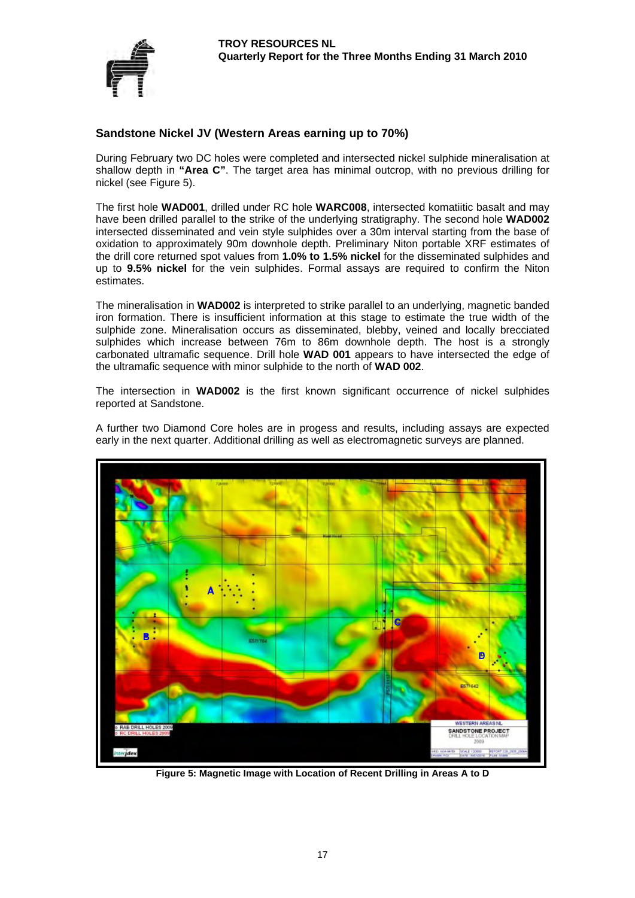## Sandstone Nickel JV (Western Areas earning up to 70%)

During February two DC holes were completed and intersected nickel sulphide mineralisation at shallow depth in **"Area C"**. The target area has minimal outcrop, with no previous drilling for nickel (see Figure 5).

The first hole **WAD001**, drilled under RC hole **WARC008**, intersected komatiitic basalt and may have been drilled parallel to the strike of the underlying stratigraphy. The second hole **WAD002** intersected disseminated and vein style sulphides over a 30m interval starting from the base of oxidation to approximately 90m downhole depth. Preliminary Niton portable XRF estimates of the drill core returned spot values from **1.0% to 1.5% nickel** for the disseminated sulphides and up to **9.5% nickel** for the vein sulphides. Formal assays are required to confirm the Niton estimates.

The mineralisation in **WAD002** is interpreted to strike parallel to an underlying, magnetic banded iron formation. There is insufficient information at this stage to estimate the true width of the sulphide zone. Mineralisation occurs as disseminated, blebby, veined and locally brecciated sulphides which increase between 76m to 86m downhole depth. The host is a strongly carbonated ultramafic sequence. Drill hole **WAD 001** appears to have intersected the edge of the ultramafic sequence with minor sulphide to the north of **WAD 002**.

The intersection in **WAD002** is the first known significant occurrence of nickel sulphides reported at Sandstone.

A further two Diamond Core holes are in progess and results, including assays are expected early in the next quarter. Additional drilling as well as electromagnetic surveys are planned.

**Figure 5: Magnetic Image with Location of Recent Drilling in Areas A to D**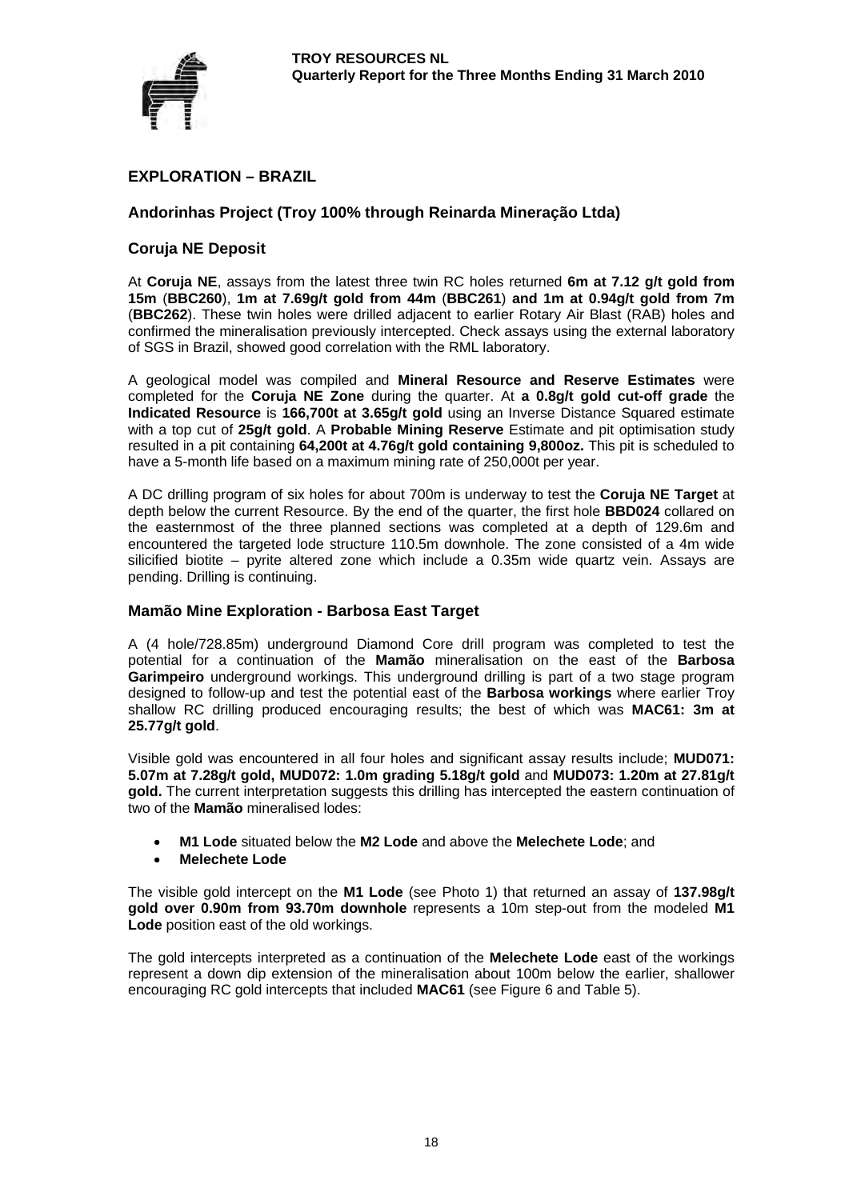## EXPLORATION – BRAZIL

### Andorinhas Project (Troy 100% through Reinarda Mineração Ltda)

### Coruja NE Deposit

At **Coruja NE**, assays from the latest three twin RC holes returned **6m at 7.12 g/t gold from 15m** (**BBC260**), **1m at 7.69g/t gold from 44m** (**BBC261**) **and 1m at 0.94g/t gold from 7m** (**BBC262**). These twin holes were drilled adjacent to earlier Rotary Air Blast (RAB) holes and confirmed the mineralisation previously intercepted. Check assays using the external laboratory of SGS in Brazil, showed good correlation with the RML laboratory.

A geological model was compiled and **Mineral Resource and Reserve Estimates** were completed for the **Coruja NE Zone** during the quarter. At **a 0.8g/t gold cut-off grade** the **Indicated Resource** is **166,700t at 3.65g/t gold** using an Inverse Distance Squared estimate with a top cut of **25g/t gold**. A **Probable Mining Reserve** Estimate and pit optimisation study resulted in a pit containing **64,200t at 4.76g/t gold containing 9,800oz.** This pit is scheduled to have a 5-month life based on a maximum mining rate of 250,000t per year.

A DC drilling program of six holes for about 700m is underway to test the **Coruja NE Target** at depth below the current Resource. By the end of the quarter, the first hole **BBD024** collared on the easternmost of the three planned sections was completed at a depth of 129.6m and encountered the targeted lode structure 110.5m downhole. The zone consisted of a 4m wide silicified biotite – pyrite altered zone which include a 0.35m wide quartz vein. Assays are pending. Drilling is continuing.

### Mamão Mine Exploration - Barbosa East Target

A (4 hole/728.85m) underground Diamond Core drill program was completed to test the potential for a continuation of the **Mamão** mineralisation on the east of the **Barbosa Garimpeiro** underground workings. This underground drilling is part of a two stage program designed to follow-up and test the potential east of the **Barbosa workings** where earlier Troy shallow RC drilling produced encouraging results; the best of which was **MAC61: 3m at 25.77g/t gold**.

Visible gold was encountered in all four holes and significant assay results include; **MUD071: 5.07m at 7.28g/t gold, MUD072: 1.0m grading 5.18g/t gold** and **MUD073: 1.20m at 27.81g/t gold.** The current interpretation suggests this drilling has intercepted the eastern continuation of two of the **Mamão** mineralised lodes:

- **M1 Lode** situated below the **M2 Lode** and above the **Melechete Lode**; and
- **Melechete Lode**

The visible gold intercept on the **M1 Lode** (see Photo 1) that returned an assay of **137.98g/t gold over 0.90m from 93.70m downhole** represents a 10m step-out from the modeled **M1 Lode** position east of the old workings.

The gold intercepts interpreted as a continuation of the **Melechete Lode** east of the workings represent a down dip extension of the mineralisation about 100m below the earlier, shallower encouraging RC gold intercepts that included **MAC61** (see Figure 6 and Table 5).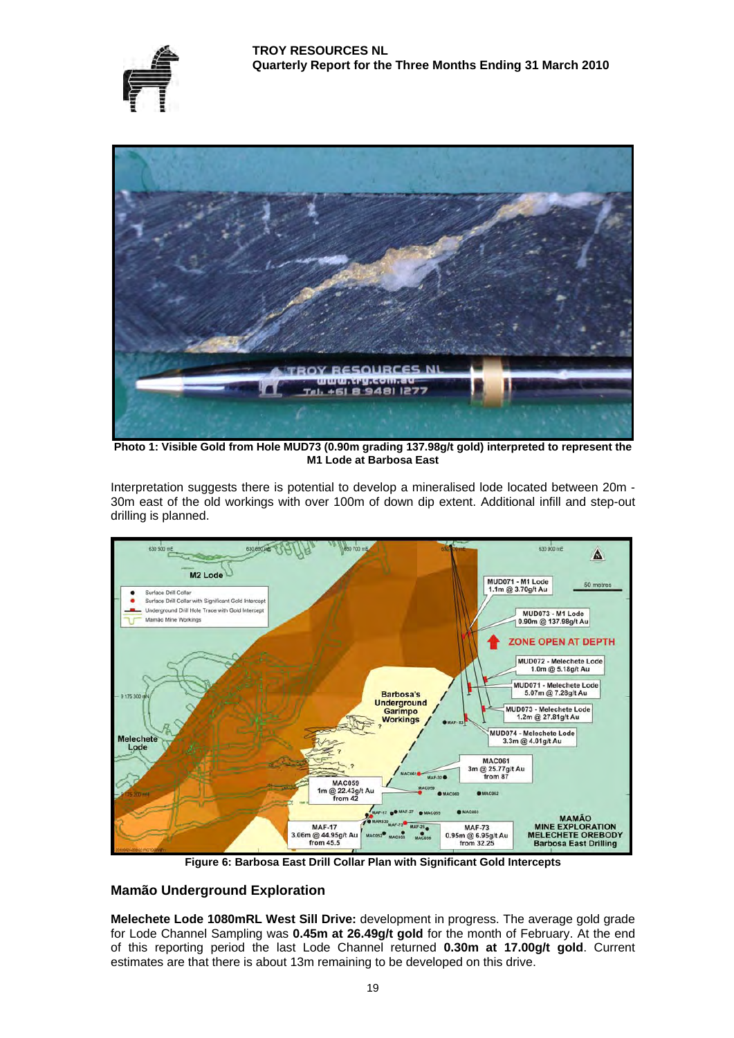Photo 1: Visible Gold from Hole MUD73 (0.90m grading 137.98g/t gold) interpreted to represent the M1 Lode at Barbosa East

Interpretation suggests there is potential to develop a mineralised lode located between 20m - 30m east of the old workings with over 100m of down dip extent. Additional infill and step-out drilling is planned.

Figure 6: Barbosa East Drill Collar Plan with Significant Gold Intercepts

## Mamão Underground Exploration

**Melechete Lode 1080mRL West Sill Drive:** development in progress. The average gold grade for Lode Channel Sampling was **0.45m at 26.49g/t gold** for the month of February. At the end of this reporting period the last Lode Channel returned **0.30m at 17.00g/t gold**. Current estimates are that there is about 13m remaining to be developed on this drive.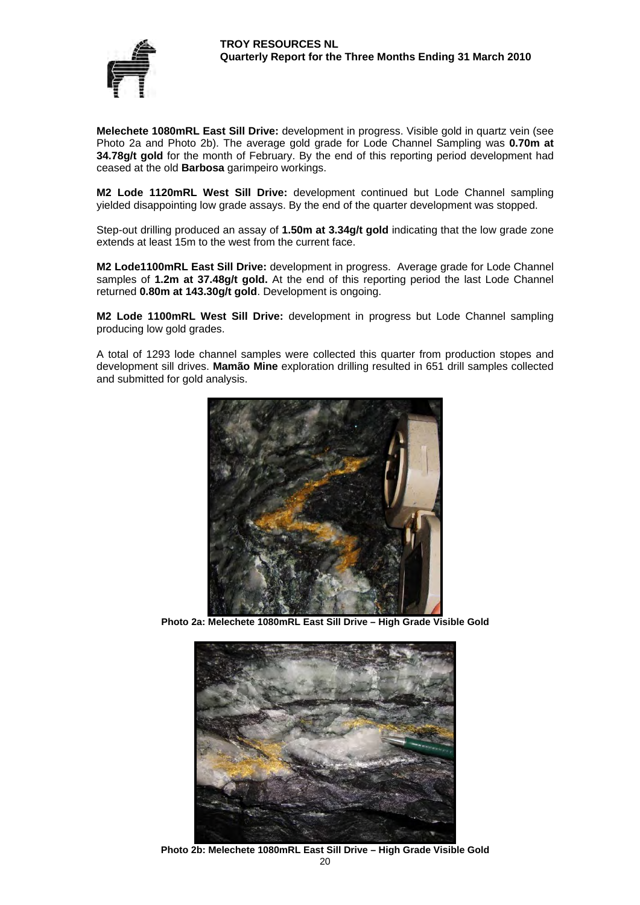**Melechete 1080mRL East Sill Drive:** development in progress. Visible gold in quartz vein (see Photo 2a and Photo 2b). The average gold grade for Lode Channel Sampling was **0.70m at 34.78g/t gold** for the month of February. By the end of this reporting period development had ceased at the old **Barbosa** garimpeiro workings.

**M2 Lode 1120mRL West Sill Drive:** development continued but Lode Channel sampling yielded disappointing low grade assays. By the end of the quarter development was stopped.

Step-out drilling produced an assay of **1.50m at 3.34g/t gold** indicating that the low grade zone extends at least 15m to the west from the current face.

**M2 Lode1100mRL East Sill Drive:** development in progress. Average grade for Lode Channel samples of **1.2m at 37.48g/t gold.** At the end of this reporting period the last Lode Channel returned **0.80m at 143.30g/t gold**. Development is ongoing.

**M2 Lode 1100mRL West Sill Drive:** development in progress but Lode Channel sampling producing low gold grades.

A total of 1293 lode channel samples were collected this quarter from production stopes and development sill drives. **Mamão Mine** exploration drilling resulted in 651 drill samples collected and submitted for gold analysis.

**Photo 2a: Melechete 1080mRL East Sill Drive – High Grade Visible Gold**

**Photo 2b: Melechete 1080mRL East Sill Drive – High Grade Visible Gold**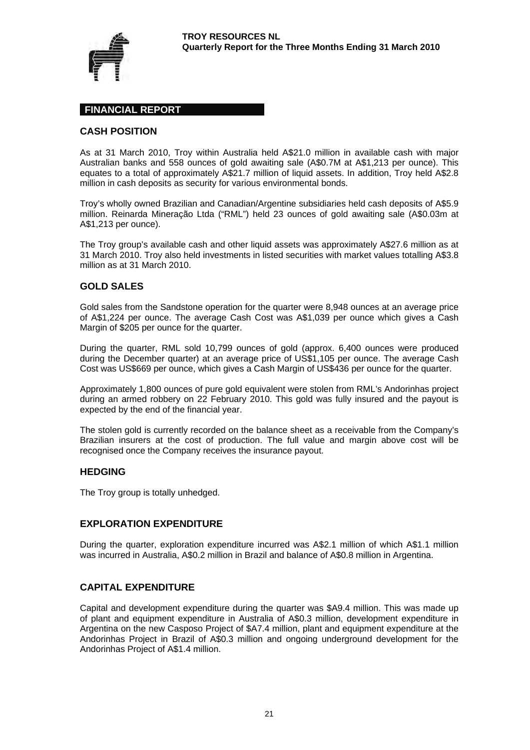## FINANCIAL REPORT

### CASH POSITION

As at 31 March 2010, Troy within Australia held A$21.0 million in available cash with major Australian banks and 558 ounces of gold awaiting sale (A$0.7M at A$1,213 per ounce). This equates to a total of approximately A$21.7 million of liquid assets. In addition, Troy held A$2.8 million in cash deposits as security for various environmental bonds.

Troy's wholly owned Brazilian and Canadian/Argentine subsidiaries held cash deposits of A$5.9 million. Reinarda Mineração Ltda ("RML") held 23 ounces of gold awaiting sale (A$0.03m at A$1,213 per ounce).

The Troy group's available cash and other liquid assets was approximately A$27.6 million as at 31 March 2010. Troy also held investments in listed securities with market values totalling A$3.8 million as at 31 March 2010.

### GOLD SALES

Gold sales from the Sandstone operation for the quarter were 8,948 ounces at an average price of A$1,224 per ounce. The average Cash Cost was A$1,039 per ounce which gives a Cash Margin of $205 per ounce for the quarter.

During the quarter, RML sold 10,799 ounces of gold (approx. 6,400 ounces were produced during the December quarter) at an average price of US$1,105 per ounce. The average Cash Cost was US$669 per ounce, which gives a Cash Margin of US$436 per ounce for the quarter.

Approximately 1,800 ounces of pure gold equivalent were stolen from RML's Andorinhas project during an armed robbery on 22 February 2010. This gold was fully insured and the payout is expected by the end of the financial year.

The stolen gold is currently recorded on the balance sheet as a receivable from the Company's Brazilian insurers at the cost of production. The full value and margin above cost will be recognised once the Company receives the insurance payout.

### HEDGING

The Troy group is totally unhedged.

### EXPLORATION EXPENDITURE

During the quarter, exploration expenditure incurred was A$2.1 million of which A$1.1 million was incurred in Australia, A$0.2 million in Brazil and balance of A$0.8 million in Argentina.

### CAPITAL EXPENDITURE

Capital and development expenditure during the quarter was $A9.4 million. This was made up of plant and equipment expenditure in Australia of A$0.3 million, development expenditure in Argentina on the new Casposo Project of $A7.4 million, plant and equipment expenditure at the Andorinhas Project in Brazil of A$0.3 million and ongoing underground development for the Andorinhas Project of A$1.4 million.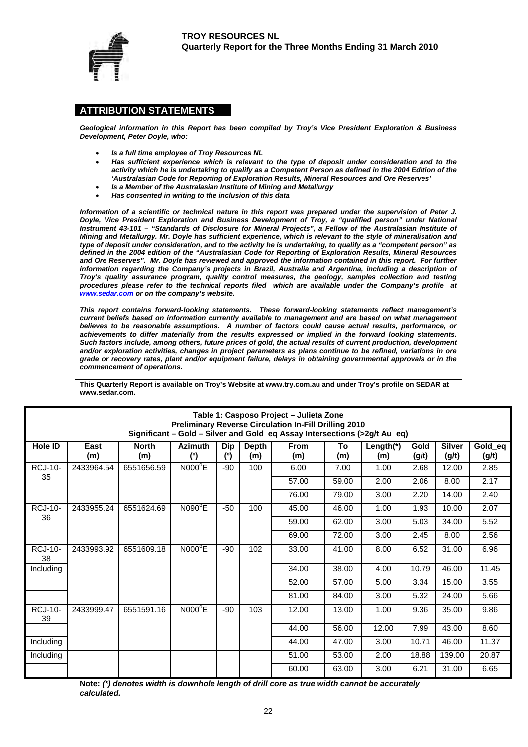## ATTRIBUTION STATEMENTS

***Geological information in this Report has been compiled by Troy's Vice President Exploration & Business Development, Peter Doyle, who:***

- ***Is a full time employee of Troy Resources NL***
- ***Has sufficient experience which is relevant to the type of deposit under consideration and to the activity which he is undertaking to qualify as a Competent Person as defined in the 2004 Edition of the 'Australasian Code for Reporting of Exploration Results, Mineral Resources and Ore Reserves'***
- ***Is a Member of the Australasian Institute of Mining and Metallurgy***
- ***Has consented in writing to the inclusion of this data***

***Information of a scientific or technical nature in this report was prepared under the supervision of Peter J. Doyle, Vice President Exploration and Business Development of Troy, a "qualified person" under National Instrument 43-101 – "Standards of Disclosure for Mineral Projects", a Fellow of the Australasian Institute of Mining and Metallurgy. Mr. Doyle has sufficient experience, which is relevant to the style of mineralisation and type of deposit under consideration, and to the activity he is undertaking, to qualify as a "competent person" as defined in the 2004 edition of the "Australasian Code for Reporting of Exploration Results, Mineral Resources and Ore Reserves". Mr. Doyle has reviewed and approved the information contained in this report. For further information regarding the Company's projects in Brazil, Australia and Argentina, including a description of Troy's quality assurance program, quality control measures, the geology, samples collection and testing procedures please refer to the technical reports filed which are available under the Company's profile at www.sedar.com or on the company's website.***

***This report contains forward-looking statements. These forward-looking statements reflect management's current beliefs based on information currently available to management and are based on what management believes to be reasonable assumptions. A number of factors could cause actual results, performance, or achievements to differ materially from the results expressed or implied in the forward looking statements. Such factors include, among others, future prices of gold, the actual results of current production, development and/or exploration activities, changes in project parameters as plans continue to be refined, variations in ore grade or recovery rates, plant and/or equipment failure, delays in obtaining governmental approvals or in the commencement of operations.***

**This Quarterly Report is available on Troy's Website at www.try.com.au and under Troy's profile on SEDAR at www.sedar.com.**

**Table 1: Casposo Project – Julieta Zone**
**Preliminary Reverse Circulation In-Fill Drilling 2010**
**Significant – Gold – Silver and Gold_eq Assay Intersections (>2g/t Au_eq)**

| Hole ID | East (m) | North (m) | Azimuth (º) | Dip (º) | Depth (m) | From (m) | To (m) | Length(*) (m) | Gold (g/t) | Silver (g/t) | Gold_eq (g/t) |
|---|---|---|---|---|---|---|---|---|---|---|---|
| RCJ-10-35 | 2433964.54 | 6551656.59 | N000ºE | -90 | 100 | 6.00 | 7.00 | 1.00 | 2.68 | 12.00 | 2.85 |
| | | | | | | 57.00 | 59.00 | 2.00 | 2.06 | 8.00 | 2.17 |
| | | | | | | 76.00 | 79.00 | 3.00 | 2.20 | 14.00 | 2.40 |
| RCJ-10-36 | 2433955.24 | 6551624.69 | N090ºE | -50 | 100 | 45.00 | 46.00 | 1.00 | 1.93 | 10.00 | 2.07 |
| | | | | | | 59.00 | 62.00 | 3.00 | 5.03 | 34.00 | 5.52 |
| | | | | | | 69.00 | 72.00 | 3.00 | 2.45 | 8.00 | 2.56 |
| RCJ-10-38 | 2433993.92 | 6551609.18 | N000ºE | -90 | 102 | 33.00 | 41.00 | 8.00 | 6.52 | 31.00 | 6.96 |
| Including | | | | | | 34.00 | 38.00 | 4.00 | 10.79 | 46.00 | 11.45 |
| | | | | | | 52.00 | 57.00 | 5.00 | 3.34 | 15.00 | 3.55 |
| | | | | | | 81.00 | 84.00 | 3.00 | 5.32 | 24.00 | 5.66 |
| RCJ-10-39 | 2433999.47 | 6551591.16 | N000ºE | -90 | 103 | 12.00 | 13.00 | 1.00 | 9.36 | 35.00 | 9.86 |
| | | | | | | 44.00 | 56.00 | 12.00 | 7.99 | 43.00 | 8.60 |
| Including | | | | | | 44.00 | 47.00 | 3.00 | 10.71 | 46.00 | 11.37 |
| Including | | | | | | 51.00 | 53.00 | 2.00 | 18.88 | 139.00 | 20.87 |
| | | | | | | 60.00 | 63.00 | 3.00 | 6.21 | 31.00 | 6.65 |

**Note:** ***(*) denotes width is downhole length of drill core as true width cannot be accurately calculated.***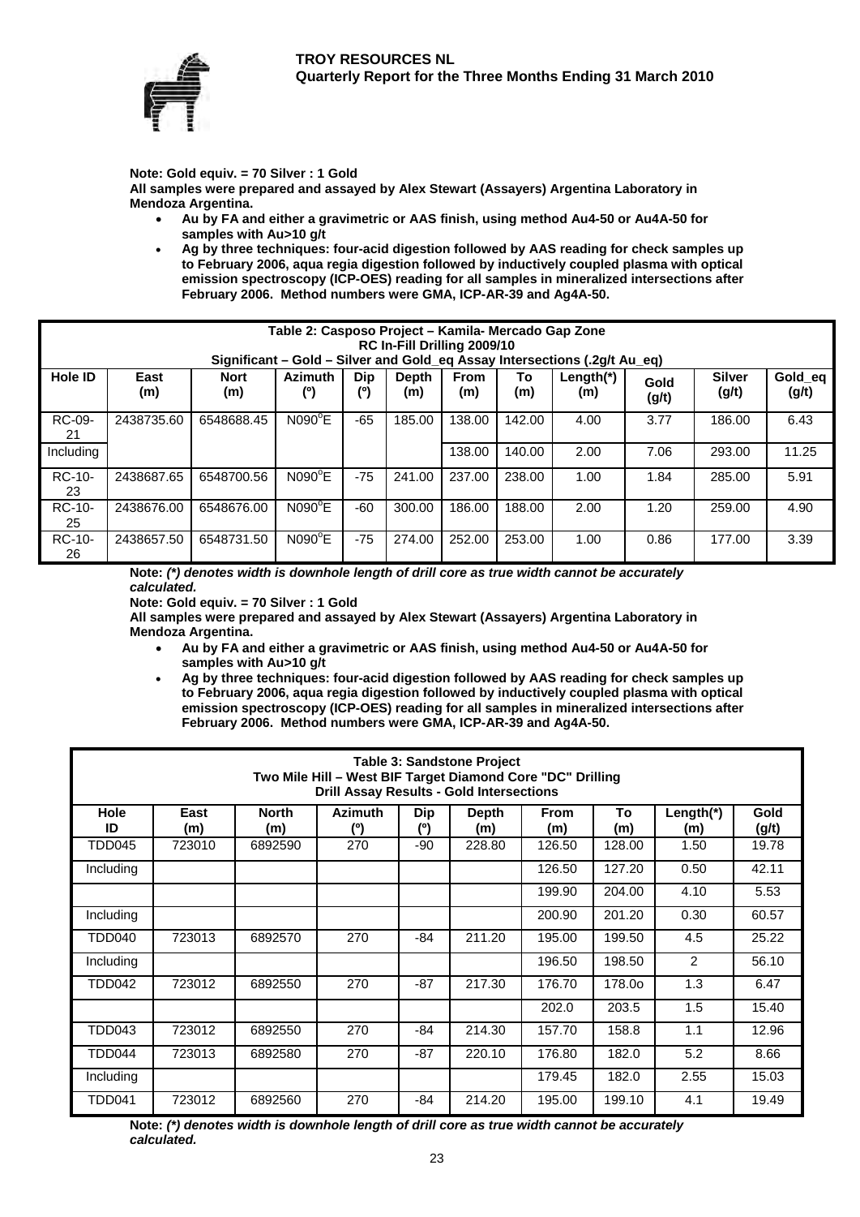**Note: Gold equiv. = 70 Silver : 1 Gold**

**All samples were prepared and assayed by Alex Stewart (Assayers) Argentina Laboratory in Mendoza Argentina.**

- **Au by FA and either a gravimetric or AAS finish, using method Au4-50 or Au4A-50 for samples with Au>10 g/t**
- **Ag by three techniques: four-acid digestion followed by AAS reading for check samples up to February 2006, aqua regia digestion followed by inductively coupled plasma with optical emission spectroscopy (ICP-OES) reading for all samples in mineralized intersections after February 2006. Method numbers were GMA, ICP-AR-39 and Ag4A-50.**

| Table 2: Casposo Project – Kamila- Mercado Gap Zone RC In-Fill Drilling 2009/10 Significant – Gold – Silver and Gold_eq Assay Intersections (.2g/t Au_eq) | | | | | | | | | | | |
|---|---|---|---|---|---|---|---|---|---|---|---|
| **Hole ID** | **East (m)** | **Nort (m)** | **Azimuth (º)** | **Dip (º)** | **Depth (m)** | **From (m)** | **To (m)** | **Length(\*) (m)** | **Gold (g/t)** | **Silver (g/t)** | **Gold_eq (g/t)** |
| RC-09-21 | 2438735.60 | 6548688.45 | N090°E | -65 | 185.00 | 138.00 | 142.00 | 4.00 | 3.77 | 186.00 | 6.43 |
| Including | | | | | | 138.00 | 140.00 | 2.00 | 7.06 | 293.00 | 11.25 |
| RC-10-23 | 2438687.65 | 6548700.56 | N090°E | -75 | 241.00 | 237.00 | 238.00 | 1.00 | 1.84 | 285.00 | 5.91 |
| RC-10-25 | 2438676.00 | 6548676.00 | N090°E | -60 | 300.00 | 186.00 | 188.00 | 2.00 | 1.20 | 259.00 | 4.90 |
| RC-10-26 | 2438657.50 | 6548731.50 | N090°E | -75 | 274.00 | 252.00 | 253.00 | 1.00 | 0.86 | 177.00 | 3.39 |

**Note:** ***(\*) denotes width is downhole length of drill core as true width cannot be accurately calculated.***

**Note: Gold equiv. = 70 Silver : 1 Gold**

**All samples were prepared and assayed by Alex Stewart (Assayers) Argentina Laboratory in Mendoza Argentina.**

- **Au by FA and either a gravimetric or AAS finish, using method Au4-50 or Au4A-50 for samples with Au>10 g/t**
- **Ag by three techniques: four-acid digestion followed by AAS reading for check samples up to February 2006, aqua regia digestion followed by inductively coupled plasma with optical emission spectroscopy (ICP-OES) reading for all samples in mineralized intersections after February 2006. Method numbers were GMA, ICP-AR-39 and Ag4A-50.**

| Table 3: Sandstone Project Two Mile Hill – West BIF Target Diamond Core "DC" Drilling Drill Assay Results - Gold Intersections | | | | | | | | | |
|---|---|---|---|---|---|---|---|---|---|
| **Hole ID** | **East (m)** | **North (m)** | **Azimuth (º)** | **Dip (º)** | **Depth (m)** | **From (m)** | **To (m)** | **Length(\*) (m)** | **Gold (g/t)** |
| TDD045 | 723010 | 6892590 | 270 | -90 | 228.80 | 126.50 | 128.00 | 1.50 | 19.78 |
| Including | | | | | | 126.50 | 127.20 | 0.50 | 42.11 |
| | | | | | | 199.90 | 204.00 | 4.10 | 5.53 |
| Including | | | | | | 200.90 | 201.20 | 0.30 | 60.57 |
| TDD040 | 723013 | 6892570 | 270 | -84 | 211.20 | 195.00 | 199.50 | 4.5 | 25.22 |
| Including | | | | | | 196.50 | 198.50 | 2 | 56.10 |
| TDD042 | 723012 | 6892550 | 270 | -87 | 217.30 | 176.70 | 178.0o | 1.3 | 6.47 |
| | | | | | | 202.0 | 203.5 | 1.5 | 15.40 |
| TDD043 | 723012 | 6892550 | 270 | -84 | 214.30 | 157.70 | 158.8 | 1.1 | 12.96 |
| TDD044 | 723013 | 6892580 | 270 | -87 | 220.10 | 176.80 | 182.0 | 5.2 | 8.66 |
| Including | | | | | | 179.45 | 182.0 | 2.55 | 15.03 |
| TDD041 | 723012 | 6892560 | 270 | -84 | 214.20 | 195.00 | 199.10 | 4.1 | 19.49 |

**Note:** ***(\*) denotes width is downhole length of drill core as true width cannot be accurately calculated.***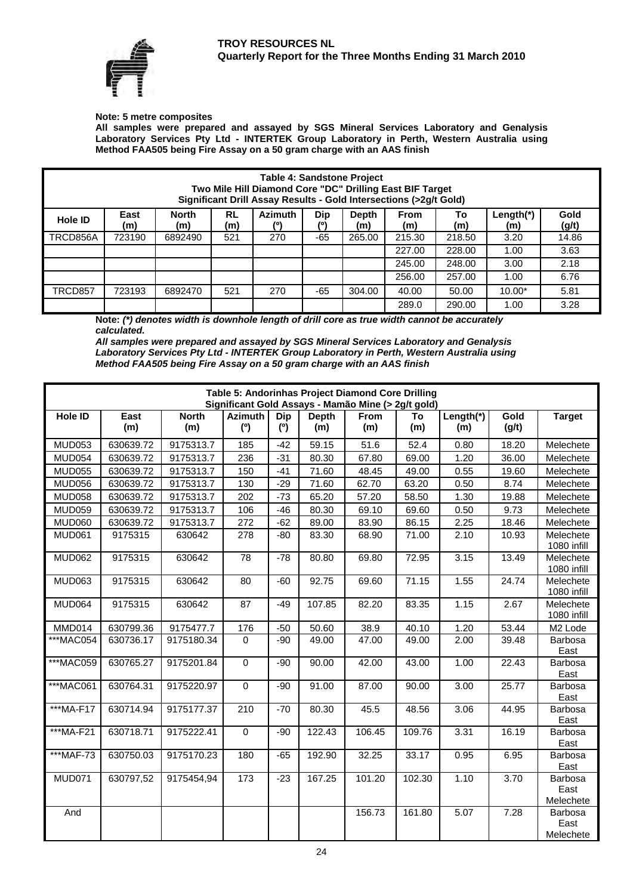**Note: 5 metre composites**
**All samples were prepared and assayed by SGS Mineral Services Laboratory and Genalysis Laboratory Services Pty Ltd - INTERTEK Group Laboratory in Perth, Western Australia using Method FAA505 being Fire Assay on a 50 gram charge with an AAS finish**

**Table 4: Sandstone Project**
**Two Mile Hill Diamond Core "DC" Drilling East BIF Target**
**Significant Drill Assay Results - Gold Intersections (>2g/t Gold)**

| Hole ID | East (m) | North (m) | RL (m) | Azimuth (º) | Dip (º) | Depth (m) | From (m) | To (m) | Length(*) (m) | Gold (g/t) |
|---|---|---|---|---|---|---|---|---|---|---|
| TRCD856A | 723190 | 6892490 | 521 | 270 | -65 | 265.00 | 215.30 | 218.50 | 3.20 | 14.86 |
| | | | | | | | 227.00 | 228.00 | 1.00 | 3.63 |
| | | | | | | | 245.00 | 248.00 | 3.00 | 2.18 |
| | | | | | | | 256.00 | 257.00 | 1.00 | 6.76 |
| TRCD857 | 723193 | 6892470 | 521 | 270 | -65 | 304.00 | 40.00 | 50.00 | 10.00* | 5.81 |
| | | | | | | | 289.0 | 290.00 | 1.00 | 3.28 |

**Note:** ***(*) denotes width is downhole length of drill core as true width cannot be accurately calculated.***
***All samples were prepared and assayed by SGS Mineral Services Laboratory and Genalysis Laboratory Services Pty Ltd - INTERTEK Group Laboratory in Perth, Western Australia using Method FAA505 being Fire Assay on a 50 gram charge with an AAS finish***

**Table 5: Andorinhas Project Diamond Core Drilling**
**Significant Gold Assays - Mamão Mine (> 2g/t gold)**

| Hole ID | East (m) | North (m) | Azimuth (º) | Dip (º) | Depth (m) | From (m) | To (m) | Length(*) (m) | Gold (g/t) | Target |
|---|---|---|---|---|---|---|---|---|---|---|
| MUD053 | 630639.72 | 9175313.7 | 185 | -42 | 59.15 | 51.6 | 52.4 | 0.80 | 18.20 | Melechete |
| MUD054 | 630639.72 | 9175313.7 | 236 | -31 | 80.30 | 67.80 | 69.00 | 1.20 | 36.00 | Melechete |
| MUD055 | 630639.72 | 9175313.7 | 150 | -41 | 71.60 | 48.45 | 49.00 | 0.55 | 19.60 | Melechete |
| MUD056 | 630639.72 | 9175313.7 | 130 | -29 | 71.60 | 62.70 | 63.20 | 0.50 | 8.74 | Melechete |
| MUD058 | 630639.72 | 9175313.7 | 202 | -73 | 65.20 | 57.20 | 58.50 | 1.30 | 19.88 | Melechete |
| MUD059 | 630639.72 | 9175313.7 | 106 | -46 | 80.30 | 69.10 | 69.60 | 0.50 | 9.73 | Melechete |
| MUD060 | 630639.72 | 9175313.7 | 272 | -62 | 89.00 | 83.90 | 86.15 | 2.25 | 18.46 | Melechete |
| MUD061 | 9175315 | 630642 | 278 | -80 | 83.30 | 68.90 | 71.00 | 2.10 | 10.93 | Melechete 1080 infill |
| MUD062 | 9175315 | 630642 | 78 | -78 | 80.80 | 69.80 | 72.95 | 3.15 | 13.49 | Melechete 1080 infill |
| MUD063 | 9175315 | 630642 | 80 | -60 | 92.75 | 69.60 | 71.15 | 1.55 | 24.74 | Melechete 1080 infill |
| MUD064 | 9175315 | 630642 | 87 | -49 | 107.85 | 82.20 | 83.35 | 1.15 | 2.67 | Melechete 1080 infill |
| MMD014 | 630799.36 | 9175477.7 | 176 | -50 | 50.60 | 38.9 | 40.10 | 1.20 | 53.44 | M2 Lode |
| ***MAC054 | 630736.17 | 9175180.34 | 0 | -90 | 49.00 | 47.00 | 49.00 | 2.00 | 39.48 | Barbosa East |
| ***MAC059 | 630765.27 | 9175201.84 | 0 | -90 | 90.00 | 42.00 | 43.00 | 1.00 | 22.43 | Barbosa East |
| ***MAC061 | 630764.31 | 9175220.97 | 0 | -90 | 91.00 | 87.00 | 90.00 | 3.00 | 25.77 | Barbosa East |
| ***MA-F17 | 630714.94 | 9175177.37 | 210 | -70 | 80.30 | 45.5 | 48.56 | 3.06 | 44.95 | Barbosa East |
| ***MA-F21 | 630718.71 | 9175222.41 | 0 | -90 | 122.43 | 106.45 | 109.76 | 3.31 | 16.19 | Barbosa East |
| ***MAF-73 | 630750.03 | 9175170.23 | 180 | -65 | 192.90 | 32.25 | 33.17 | 0.95 | 6.95 | Barbosa East |
| MUD071 | 630797,52 | 9175454,94 | 173 | -23 | 167.25 | 101.20 | 102.30 | 1.10 | 3.70 | Barbosa East Melechete |
| And | | | | | | 156.73 | 161.80 | 5.07 | 7.28 | Barbosa East Melechete |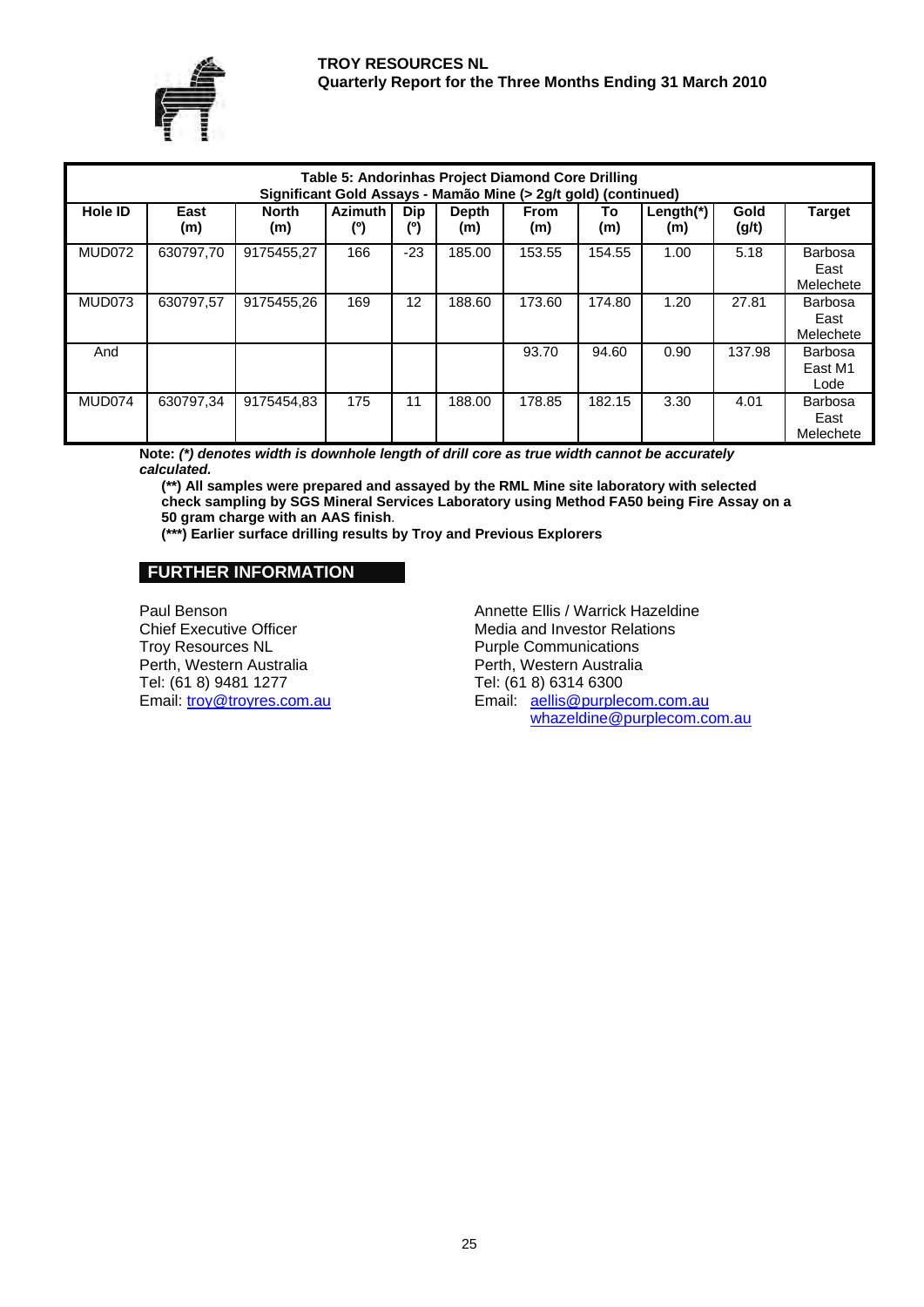**Table 5: Andorinhas Project Diamond Core Drilling**
**Significant Gold Assays - Mamão Mine (> 2g/t gold) (continued)**

| Hole ID | East (m) | North (m) | Azimuth (º) | Dip (º) | Depth (m) | From (m) | To (m) | Length(*) (m) | Gold (g/t) | Target |
|---|---|---|---|---|---|---|---|---|---|---|
| MUD072 | 630797,70 | 9175455,27 | 166 | -23 | 185.00 | 153.55 | 154.55 | 1.00 | 5.18 | Barbosa East Melechete |
| MUD073 | 630797,57 | 9175455,26 | 169 | 12 | 188.60 | 173.60 | 174.80 | 1.20 | 27.81 | Barbosa East Melechete |
| And | | | | | | 93.70 | 94.60 | 0.90 | 137.98 | Barbosa East M1 Lode |
| MUD074 | 630797,34 | 9175454,83 | 175 | 11 | 188.00 | 178.85 | 182.15 | 3.30 | 4.01 | Barbosa East Melechete |

**Note:** ***(\*) denotes width is downhole length of drill core as true width cannot be accurately calculated.***

**(\*\*) All samples were prepared and assayed by the RML Mine site laboratory with selected check sampling by SGS Mineral Services Laboratory using Method FA50 being Fire Assay on a 50 gram charge with an AAS finish**.

**(\*\*\*) Earlier surface drilling results by Troy and Previous Explorers**

## FURTHER INFORMATION

Paul Benson
Chief Executive Officer
Troy Resources NL
Perth, Western Australia
Tel: (61 8) 9481 1277
Email: troy@troyres.com.au

Annette Ellis / Warrick Hazeldine
Media and Investor Relations
Purple Communications
Perth, Western Australia
Tel: (61 8) 6314 6300
Email: aellis@purplecom.com.au
whazeldine@purplecom.com.au